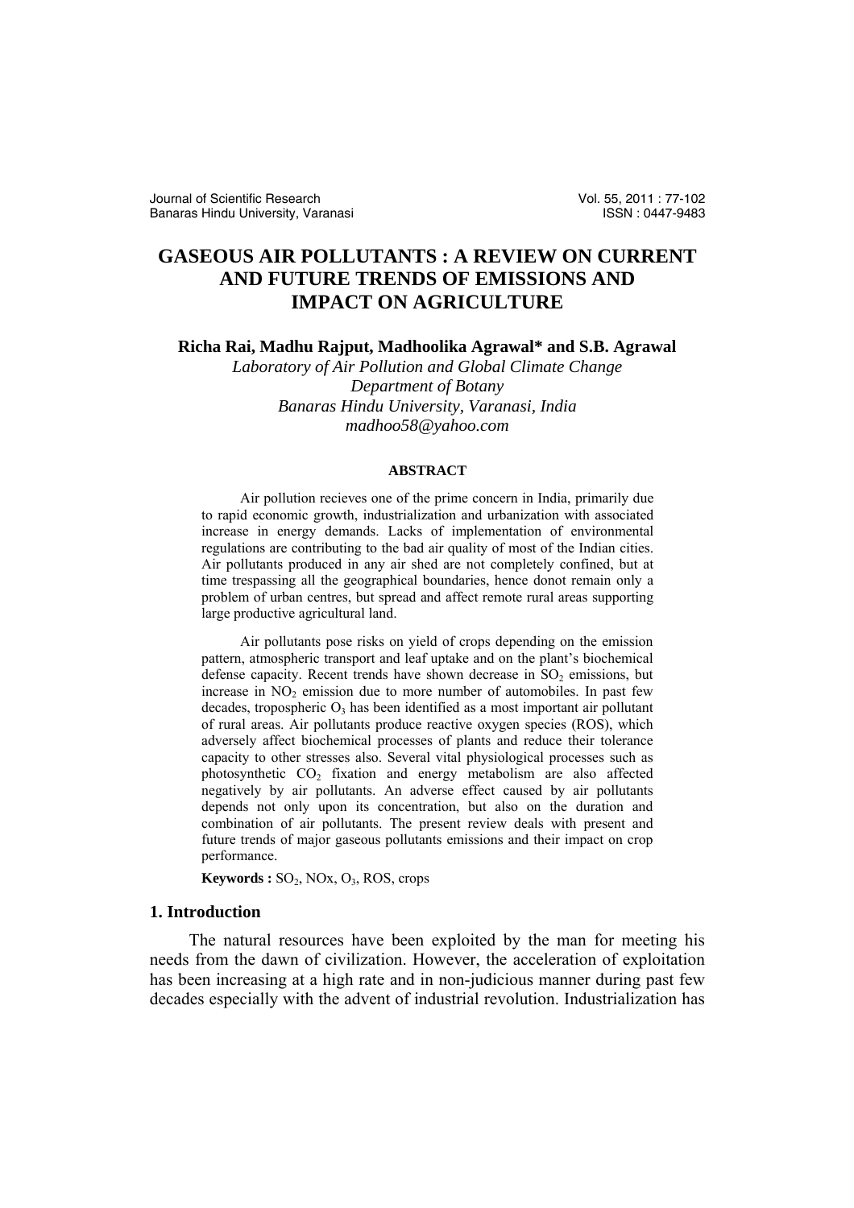# GASEOUS AIR POLLUTANTS : A REVIEW ON CURRENT AND FUTURE TRENDS OF EMISSIONS AND IMPACT ON AGRICULTURE

**Richa Rai, Madhu Rajput, Madhoolika Agrawal\* and S.B. Agrawal**

*Laboratory of Air Pollution and Global Climate Change*
*Department of Botany*
*Banaras Hindu University, Varanasi, India*
*madhoo58@yahoo.com*

#### ABSTRACT

Air pollution recieves one of the prime concern in India, primarily due to rapid economic growth, industrialization and urbanization with associated increase in energy demands. Lacks of implementation of environmental regulations are contributing to the bad air quality of most of the Indian cities. Air pollutants produced in any air shed are not completely confined, but at time trespassing all the geographical boundaries, hence donot remain only a problem of urban centres, but spread and affect remote rural areas supporting large productive agricultural land.

Air pollutants pose risks on yield of crops depending on the emission pattern, atmospheric transport and leaf uptake and on the plant's biochemical defense capacity. Recent trends have shown decrease in $SO_2$ emissions, but increase in $NO_2$ emission due to more number of automobiles. In past few decades, tropospheric $O_3$ has been identified as a most important air pollutant of rural areas. Air pollutants produce reactive oxygen species (ROS), which adversely affect biochemical processes of plants and reduce their tolerance capacity to other stresses also. Several vital physiological processes such as photosynthetic $CO_2$ fixation and energy metabolism are also affected negatively by air pollutants. An adverse effect caused by air pollutants depends not only upon its concentration, but also on the duration and combination of air pollutants. The present review deals with present and future trends of major gaseous pollutants emissions and their impact on crop performance.

**Keywords :** $SO_2$, NOx, $O_3$, ROS, crops

## 1. Introduction

The natural resources have been exploited by the man for meeting his needs from the dawn of civilization. However, the acceleration of exploitation has been increasing at a high rate and in non-judicious manner during past few decades especially with the advent of industrial revolution. Industrialization has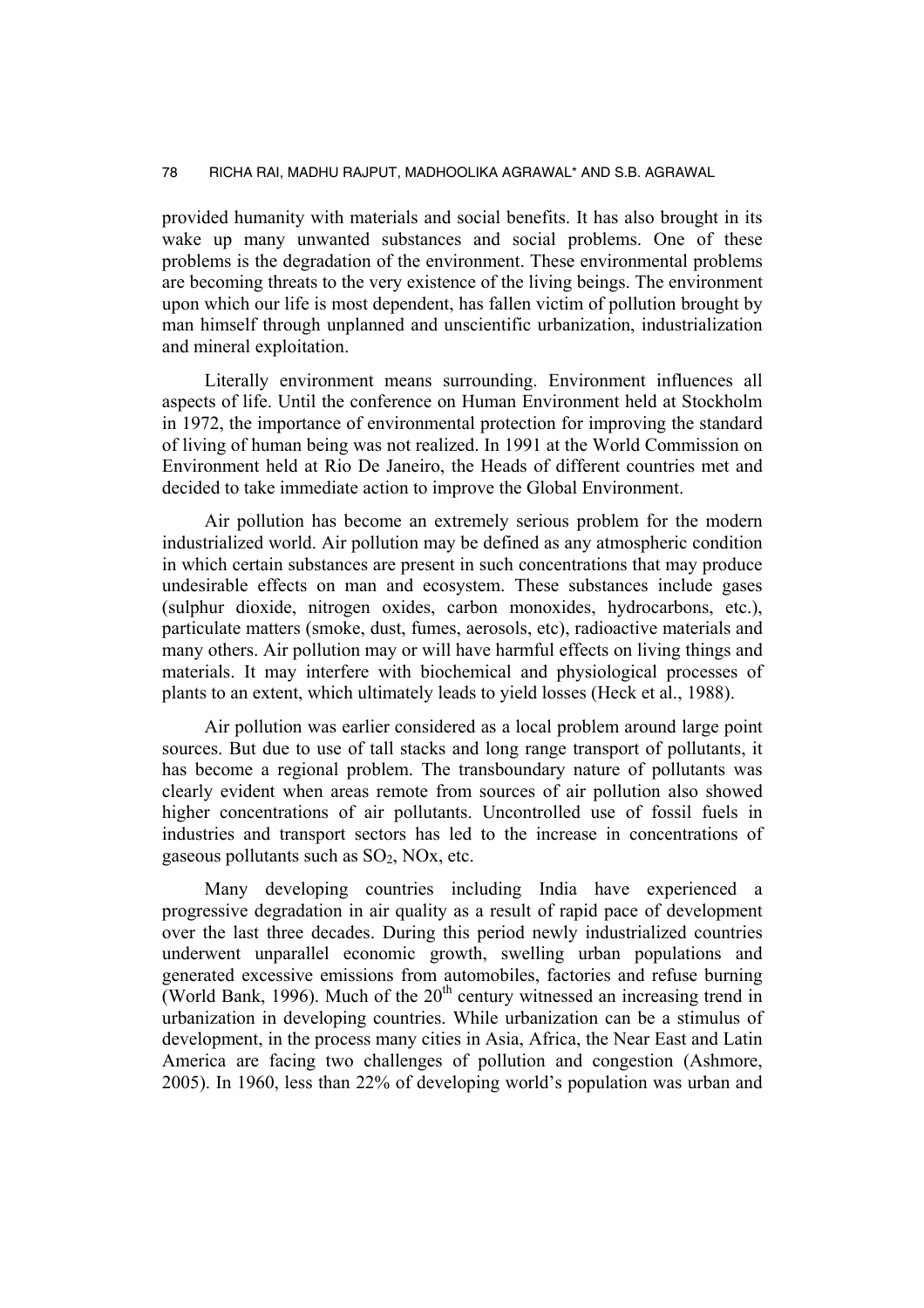provided humanity with materials and social benefits. It has also brought in its wake up many unwanted substances and social problems. One of these problems is the degradation of the environment. These environmental problems are becoming threats to the very existence of the living beings. The environment upon which our life is most dependent, has fallen victim of pollution brought by man himself through unplanned and unscientific urbanization, industrialization and mineral exploitation.

Literally environment means surrounding. Environment influences all aspects of life. Until the conference on Human Environment held at Stockholm in 1972, the importance of environmental protection for improving the standard of living of human being was not realized. In 1991 at the World Commission on Environment held at Rio De Janeiro, the Heads of different countries met and decided to take immediate action to improve the Global Environment.

Air pollution has become an extremely serious problem for the modern industrialized world. Air pollution may be defined as any atmospheric condition in which certain substances are present in such concentrations that may produce undesirable effects on man and ecosystem. These substances include gases (sulphur dioxide, nitrogen oxides, carbon monoxides, hydrocarbons, etc.), particulate matters (smoke, dust, fumes, aerosols, etc), radioactive materials and many others. Air pollution may or will have harmful effects on living things and materials. It may interfere with biochemical and physiological processes of plants to an extent, which ultimately leads to yield losses (Heck et al., 1988).

Air pollution was earlier considered as a local problem around large point sources. But due to use of tall stacks and long range transport of pollutants, it has become a regional problem. The transboundary nature of pollutants was clearly evident when areas remote from sources of air pollution also showed higher concentrations of air pollutants. Uncontrolled use of fossil fuels in industries and transport sectors has led to the increase in concentrations of gaseous pollutants such as $SO_2$, $NO_x$, etc.

Many developing countries including India have experienced a progressive degradation in air quality as a result of rapid pace of development over the last three decades. During this period newly industrialized countries underwent unparallel economic growth, swelling urban populations and generated excessive emissions from automobiles, factories and refuse burning (World Bank, 1996). Much of the 20$^{th}$ century witnessed an increasing trend in urbanization in developing countries. While urbanization can be a stimulus of development, in the process many cities in Asia, Africa, the Near East and Latin America are facing two challenges of pollution and congestion (Ashmore, 2005). In 1960, less than 22% of developing world's population was urban and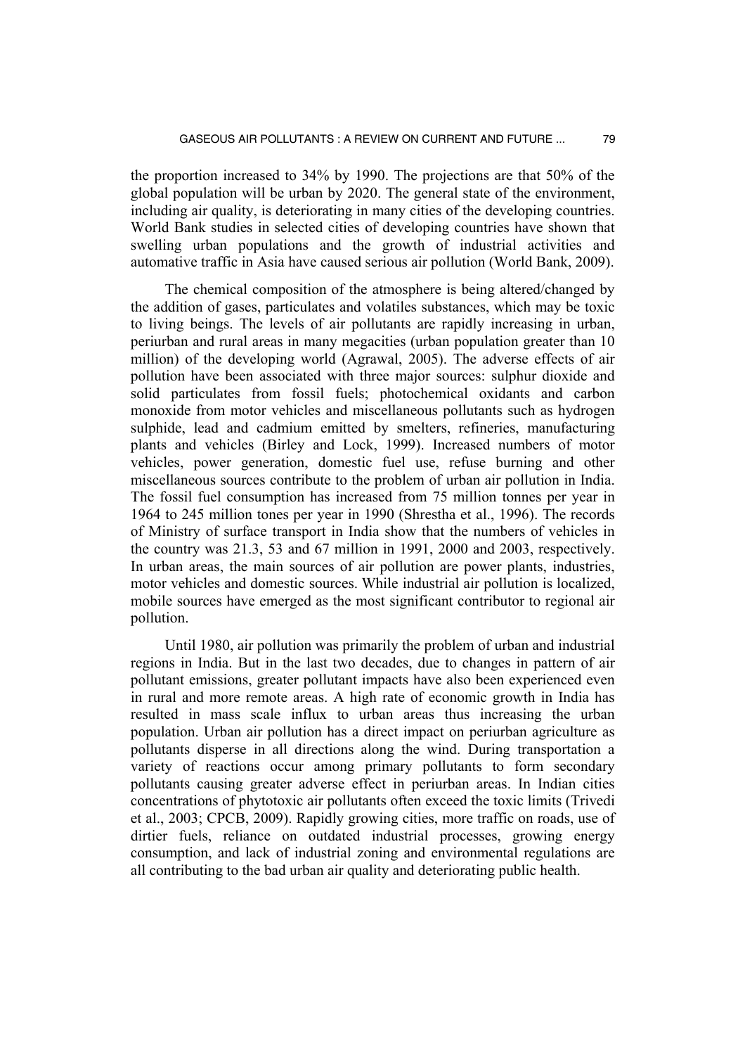the proportion increased to 34% by 1990. The projections are that 50% of the global population will be urban by 2020. The general state of the environment, including air quality, is deteriorating in many cities of the developing countries. World Bank studies in selected cities of developing countries have shown that swelling urban populations and the growth of industrial activities and automative traffic in Asia have caused serious air pollution (World Bank, 2009).

The chemical composition of the atmosphere is being altered/changed by the addition of gases, particulates and volatiles substances, which may be toxic to living beings. The levels of air pollutants are rapidly increasing in urban, periurban and rural areas in many megacities (urban population greater than 10 million) of the developing world (Agrawal, 2005). The adverse effects of air pollution have been associated with three major sources: sulphur dioxide and solid particulates from fossil fuels; photochemical oxidants and carbon monoxide from motor vehicles and miscellaneous pollutants such as hydrogen sulphide, lead and cadmium emitted by smelters, refineries, manufacturing plants and vehicles (Birley and Lock, 1999). Increased numbers of motor vehicles, power generation, domestic fuel use, refuse burning and other miscellaneous sources contribute to the problem of urban air pollution in India. The fossil fuel consumption has increased from 75 million tonnes per year in 1964 to 245 million tones per year in 1990 (Shrestha et al., 1996). The records of Ministry of surface transport in India show that the numbers of vehicles in the country was 21.3, 53 and 67 million in 1991, 2000 and 2003, respectively. In urban areas, the main sources of air pollution are power plants, industries, motor vehicles and domestic sources. While industrial air pollution is localized, mobile sources have emerged as the most significant contributor to regional air pollution.

Until 1980, air pollution was primarily the problem of urban and industrial regions in India. But in the last two decades, due to changes in pattern of air pollutant emissions, greater pollutant impacts have also been experienced even in rural and more remote areas. A high rate of economic growth in India has resulted in mass scale influx to urban areas thus increasing the urban population. Urban air pollution has a direct impact on periurban agriculture as pollutants disperse in all directions along the wind. During transportation a variety of reactions occur among primary pollutants to form secondary pollutants causing greater adverse effect in periurban areas. In Indian cities concentrations of phytotoxic air pollutants often exceed the toxic limits (Trivedi et al., 2003; CPCB, 2009). Rapidly growing cities, more traffic on roads, use of dirtier fuels, reliance on outdated industrial processes, growing energy consumption, and lack of industrial zoning and environmental regulations are all contributing to the bad urban air quality and deteriorating public health.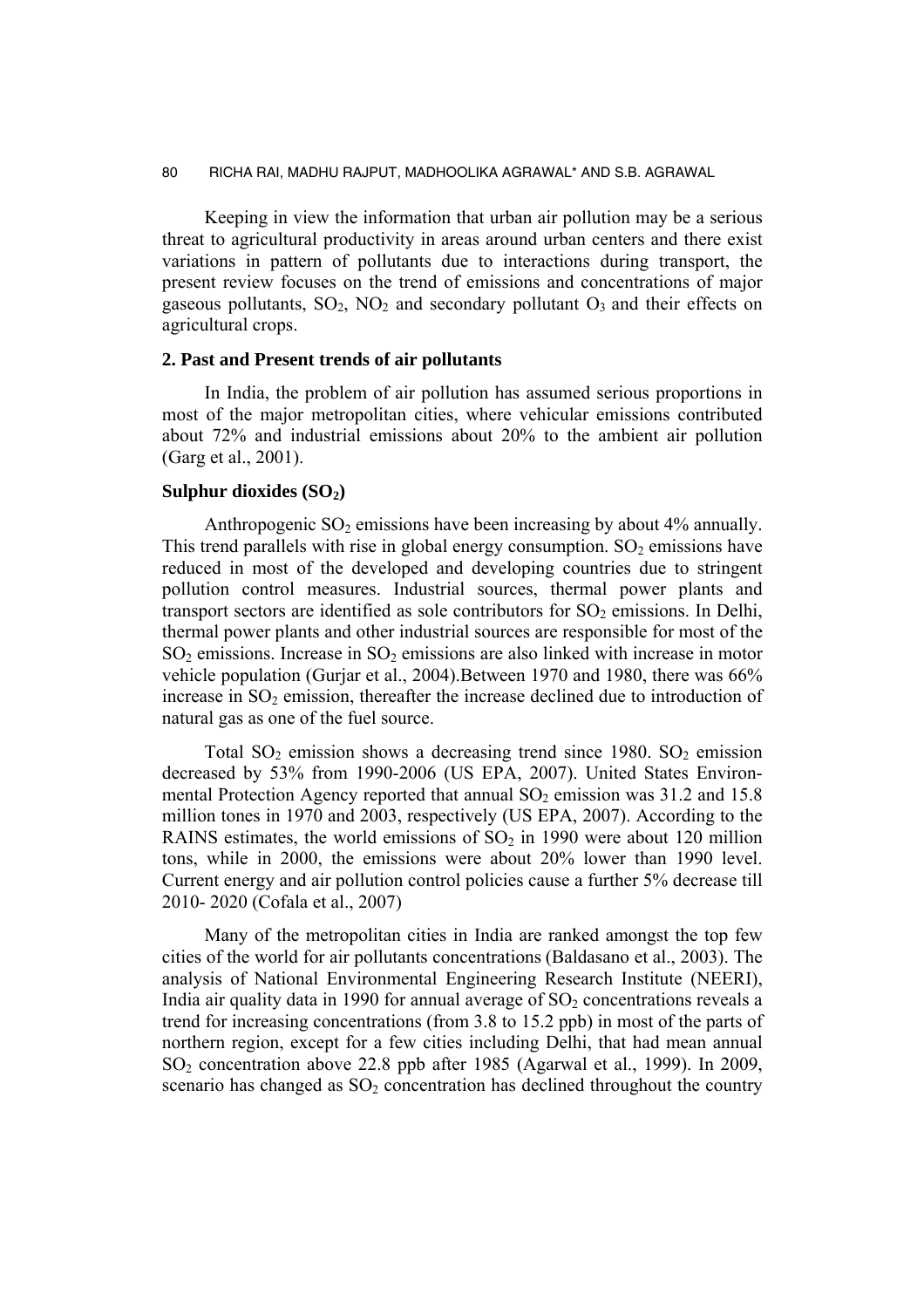Keeping in view the information that urban air pollution may be a serious threat to agricultural productivity in areas around urban centers and there exist variations in pattern of pollutants due to interactions during transport, the present review focuses on the trend of emissions and concentrations of major gaseous pollutants, $SO_2$, $NO_2$ and secondary pollutant $O_3$ and their effects on agricultural crops.

## 2. Past and Present trends of air pollutants

In India, the problem of air pollution has assumed serious proportions in most of the major metropolitan cities, where vehicular emissions contributed about 72% and industrial emissions about 20% to the ambient air pollution (Garg et al., 2001).

### Sulphur dioxides ($SO_2$)

Anthropogenic $SO_2$ emissions have been increasing by about 4% annually. This trend parallels with rise in global energy consumption. $SO_2$ emissions have reduced in most of the developed and developing countries due to stringent pollution control measures. Industrial sources, thermal power plants and transport sectors are identified as sole contributors for $SO_2$ emissions. In Delhi, thermal power plants and other industrial sources are responsible for most of the $SO_2$ emissions. Increase in $SO_2$ emissions are also linked with increase in motor vehicle population (Gurjar et al., 2004).Between 1970 and 1980, there was 66% increase in $SO_2$ emission, thereafter the increase declined due to introduction of natural gas as one of the fuel source.

Total $SO_2$ emission shows a decreasing trend since 1980. $SO_2$ emission decreased by 53% from 1990-2006 (US EPA, 2007). United States Environmental Protection Agency reported that annual $SO_2$ emission was 31.2 and 15.8 million tones in 1970 and 2003, respectively (US EPA, 2007). According to the RAINS estimates, the world emissions of $SO_2$ in 1990 were about 120 million tons, while in 2000, the emissions were about 20% lower than 1990 level. Current energy and air pollution control policies cause a further 5% decrease till 2010- 2020 (Cofala et al., 2007)

Many of the metropolitan cities in India are ranked amongst the top few cities of the world for air pollutants concentrations (Baldasano et al., 2003). The analysis of National Environmental Engineering Research Institute (NEERI), India air quality data in 1990 for annual average of $SO_2$ concentrations reveals a trend for increasing concentrations (from 3.8 to 15.2 ppb) in most of the parts of northern region, except for a few cities including Delhi, that had mean annual $SO_2$ concentration above 22.8 ppb after 1985 (Agarwal et al., 1999). In 2009, scenario has changed as $SO_2$ concentration has declined throughout the country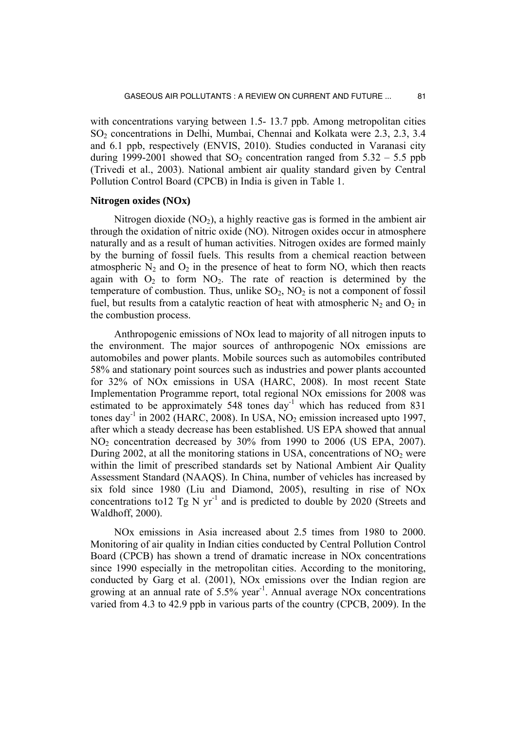with concentrations varying between 1.5- 13.7 ppb. Among metropolitan cities $SO_2$ concentrations in Delhi, Mumbai, Chennai and Kolkata were 2.3, 2.3, 3.4 and 6.1 ppb, respectively (ENVIS, 2010). Studies conducted in Varanasi city during 1999-2001 showed that $SO_2$ concentration ranged from 5.32 – 5.5 ppb (Trivedi et al., 2003). National ambient air quality standard given by Central Pollution Control Board (CPCB) in India is given in Table 1.

### Nitrogen oxides (NOx)

Nitrogen dioxide ($NO_2$), a highly reactive gas is formed in the ambient air through the oxidation of nitric oxide (NO). Nitrogen oxides occur in atmosphere naturally and as a result of human activities. Nitrogen oxides are formed mainly by the burning of fossil fuels. This results from a chemical reaction between atmospheric $N_2$ and $O_2$ in the presence of heat to form NO, which then reacts again with $O_2$ to form $NO_2$. The rate of reaction is determined by the temperature of combustion. Thus, unlike $SO_2$, $NO_2$ is not a component of fossil fuel, but results from a catalytic reaction of heat with atmospheric $N_2$ and $O_2$ in the combustion process.

Anthropogenic emissions of NOx lead to majority of all nitrogen inputs to the environment. The major sources of anthropogenic NOx emissions are automobiles and power plants. Mobile sources such as automobiles contributed 58% and stationary point sources such as industries and power plants accounted for 32% of NOx emissions in USA (HARC, 2008). In most recent State Implementation Programme report, total regional NOx emissions for 2008 was estimated to be approximately 548 tones day$^{-1}$ which has reduced from 831 tones day$^{-1}$ in 2002 (HARC, 2008). In USA, $NO_2$ emission increased upto 1997, after which a steady decrease has been established. US EPA showed that annual $NO_2$ concentration decreased by 30% from 1990 to 2006 (US EPA, 2007). During 2002, at all the monitoring stations in USA, concentrations of $NO_2$ were within the limit of prescribed standards set by National Ambient Air Quality Assessment Standard (NAAQS). In China, number of vehicles has increased by six fold since 1980 (Liu and Diamond, 2005), resulting in rise of NOx concentrations to12 Tg N yr$^{-1}$ and is predicted to double by 2020 (Streets and Waldhoff, 2000).

NOx emissions in Asia increased about 2.5 times from 1980 to 2000. Monitoring of air quality in Indian cities conducted by Central Pollution Control Board (CPCB) has shown a trend of dramatic increase in NOx concentrations since 1990 especially in the metropolitan cities. According to the monitoring, conducted by Garg et al. (2001), NOx emissions over the Indian region are growing at an annual rate of 5.5% year$^{-1}$. Annual average NOx concentrations varied from 4.3 to 42.9 ppb in various parts of the country (CPCB, 2009). In the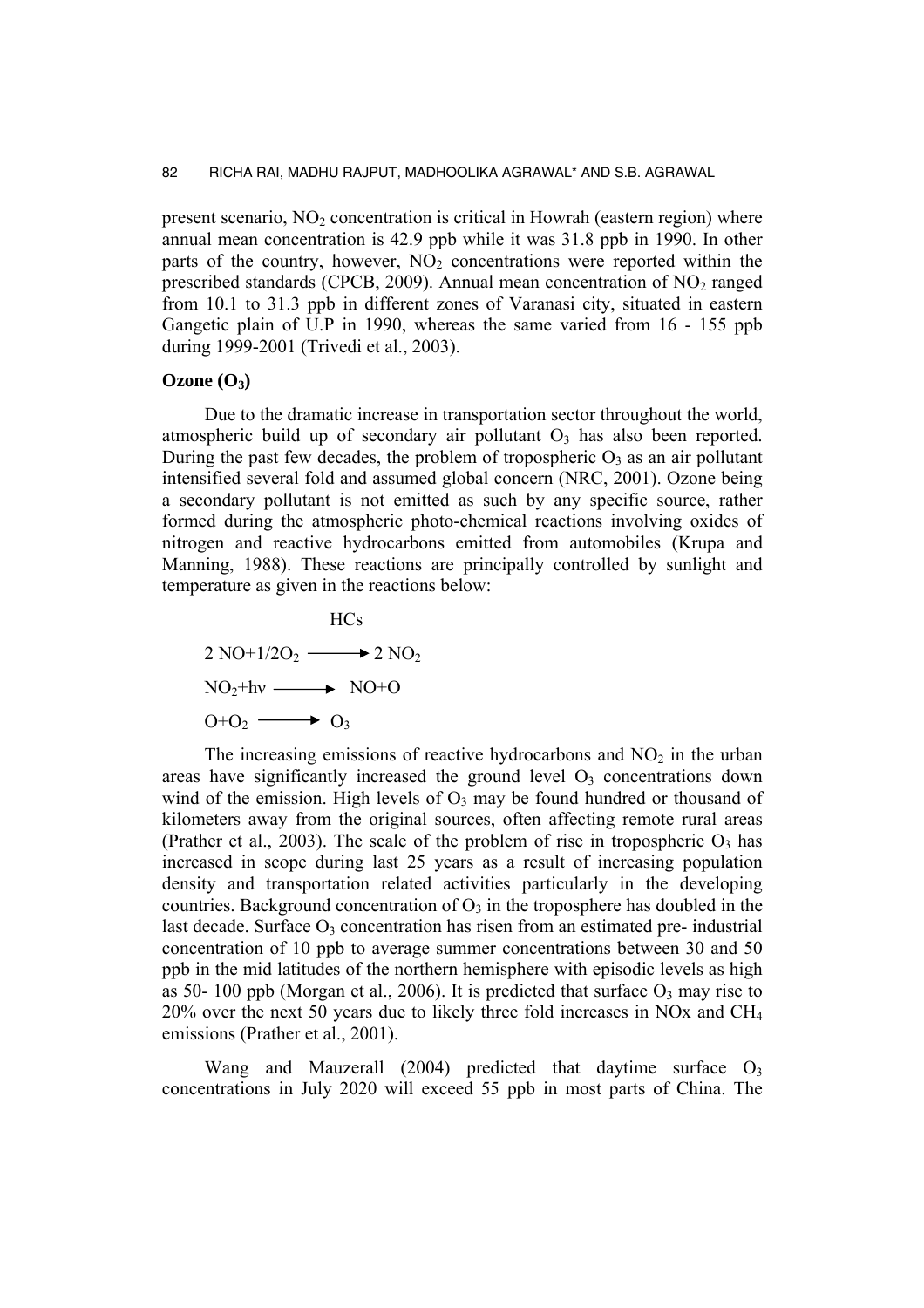present scenario, $NO_2$ concentration is critical in Howrah (eastern region) where annual mean concentration is 42.9 ppb while it was 31.8 ppb in 1990. In other parts of the country, however, $NO_2$ concentrations were reported within the prescribed standards (CPCB, 2009). Annual mean concentration of $NO_2$ ranged from 10.1 to 31.3 ppb in different zones of Varanasi city, situated in eastern Gangetic plain of U.P in 1990, whereas the same varied from 16 - 155 ppb during 1999-2001 (Trivedi et al., 2003).

**Ozone ($O_3$)**

Due to the dramatic increase in transportation sector throughout the world, atmospheric build up of secondary air pollutant $O_3$ has also been reported. During the past few decades, the problem of tropospheric $O_3$ as an air pollutant intensified several fold and assumed global concern (NRC, 2001). Ozone being a secondary pollutant is not emitted as such by any specific source, rather formed during the atmospheric photo-chemical reactions involving oxides of nitrogen and reactive hydrocarbons emitted from automobiles (Krupa and Manning, 1988). These reactions are principally controlled by sunlight and temperature as given in the reactions below:

$$2\,NO + 1/2O_2 \xrightarrow{HCs} 2\,NO_2$$

$$NO_2 + h\nu \longrightarrow NO + O$$

$$O + O_2 \longrightarrow O_3$$

The increasing emissions of reactive hydrocarbons and $NO_2$ in the urban areas have significantly increased the ground level $O_3$ concentrations down wind of the emission. High levels of $O_3$ may be found hundred or thousand of kilometers away from the original sources, often affecting remote rural areas (Prather et al., 2003). The scale of the problem of rise in tropospheric $O_3$ has increased in scope during last 25 years as a result of increasing population density and transportation related activities particularly in the developing countries. Background concentration of $O_3$ in the troposphere has doubled in the last decade. Surface $O_3$ concentration has risen from an estimated pre- industrial concentration of 10 ppb to average summer concentrations between 30 and 50 ppb in the mid latitudes of the northern hemisphere with episodic levels as high as 50- 100 ppb (Morgan et al., 2006). It is predicted that surface $O_3$ may rise to 20% over the next 50 years due to likely three fold increases in NOx and $CH_4$ emissions (Prather et al., 2001).

Wang and Mauzerall (2004) predicted that daytime surface $O_3$ concentrations in July 2020 will exceed 55 ppb in most parts of China. The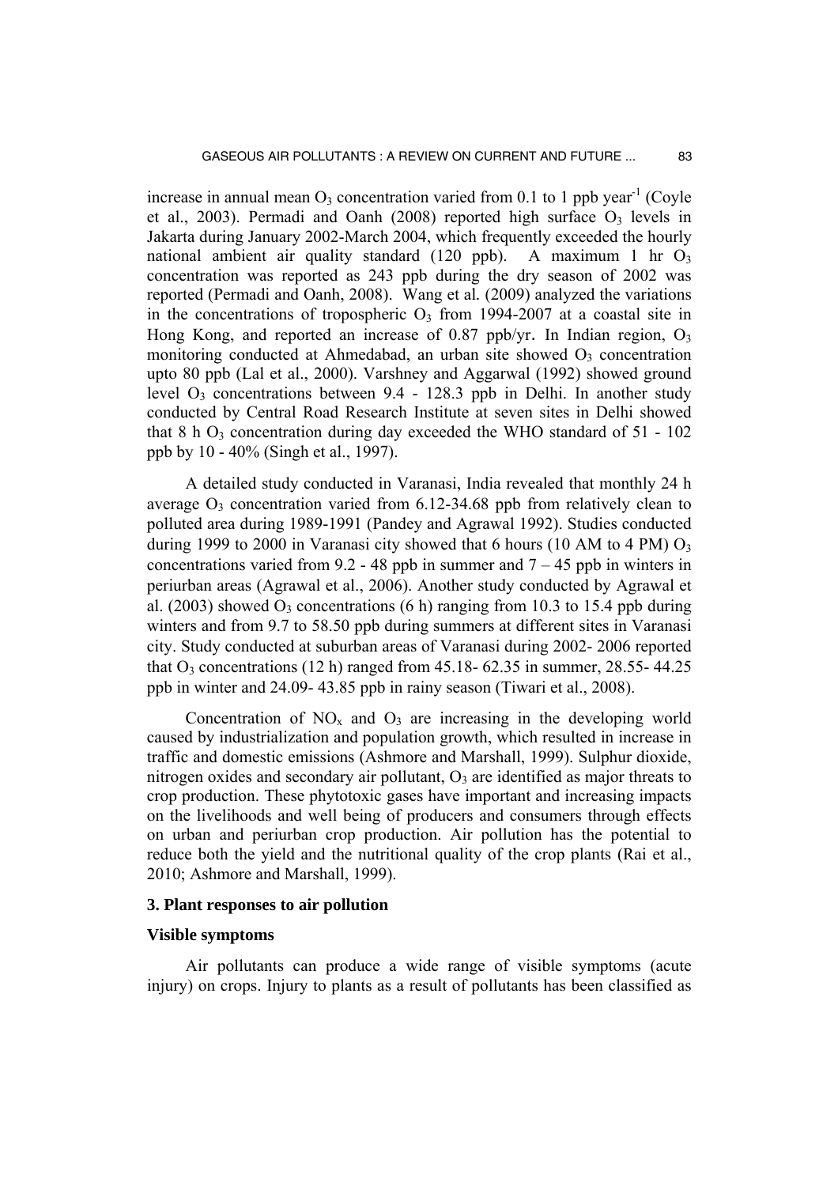increase in annual mean $O_3$ concentration varied from 0.1 to 1 ppb year$^{-1}$ (Coyle et al., 2003). Permadi and Oanh (2008) reported high surface $O_3$ levels in Jakarta during January 2002-March 2004, which frequently exceeded the hourly national ambient air quality standard (120 ppb). A maximum 1 hr $O_3$ concentration was reported as 243 ppb during the dry season of 2002 was reported (Permadi and Oanh, 2008). Wang et al. (2009) analyzed the variations in the concentrations of tropospheric $O_3$ from 1994-2007 at a coastal site in Hong Kong, and reported an increase of 0.87 ppb/yr. In Indian region, $O_3$ monitoring conducted at Ahmedabad, an urban site showed $O_3$ concentration upto 80 ppb (Lal et al., 2000). Varshney and Aggarwal (1992) showed ground level $O_3$ concentrations between 9.4 - 128.3 ppb in Delhi. In another study conducted by Central Road Research Institute at seven sites in Delhi showed that 8 h $O_3$ concentration during day exceeded the WHO standard of 51 - 102 ppb by 10 - 40% (Singh et al., 1997).

A detailed study conducted in Varanasi, India revealed that monthly 24 h average $O_3$ concentration varied from 6.12-34.68 ppb from relatively clean to polluted area during 1989-1991 (Pandey and Agrawal 1992). Studies conducted during 1999 to 2000 in Varanasi city showed that 6 hours (10 AM to 4 PM) $O_3$ concentrations varied from 9.2 - 48 ppb in summer and 7 – 45 ppb in winters in periurban areas (Agrawal et al., 2006). Another study conducted by Agrawal et al. (2003) showed $O_3$ concentrations (6 h) ranging from 10.3 to 15.4 ppb during winters and from 9.7 to 58.50 ppb during summers at different sites in Varanasi city. Study conducted at suburban areas of Varanasi during 2002- 2006 reported that $O_3$ concentrations (12 h) ranged from 45.18- 62.35 in summer, 28.55- 44.25 ppb in winter and 24.09- 43.85 ppb in rainy season (Tiwari et al., 2008).

Concentration of $NO_x$ and $O_3$ are increasing in the developing world caused by industrialization and population growth, which resulted in increase in traffic and domestic emissions (Ashmore and Marshall, 1999). Sulphur dioxide, nitrogen oxides and secondary air pollutant, $O_3$ are identified as major threats to crop production. These phytotoxic gases have important and increasing impacts on the livelihoods and well being of producers and consumers through effects on urban and periurban crop production. Air pollution has the potential to reduce both the yield and the nutritional quality of the crop plants (Rai et al., 2010; Ashmore and Marshall, 1999).

## 3. Plant responses to air pollution

### Visible symptoms

Air pollutants can produce a wide range of visible symptoms (acute injury) on crops. Injury to plants as a result of pollutants has been classified as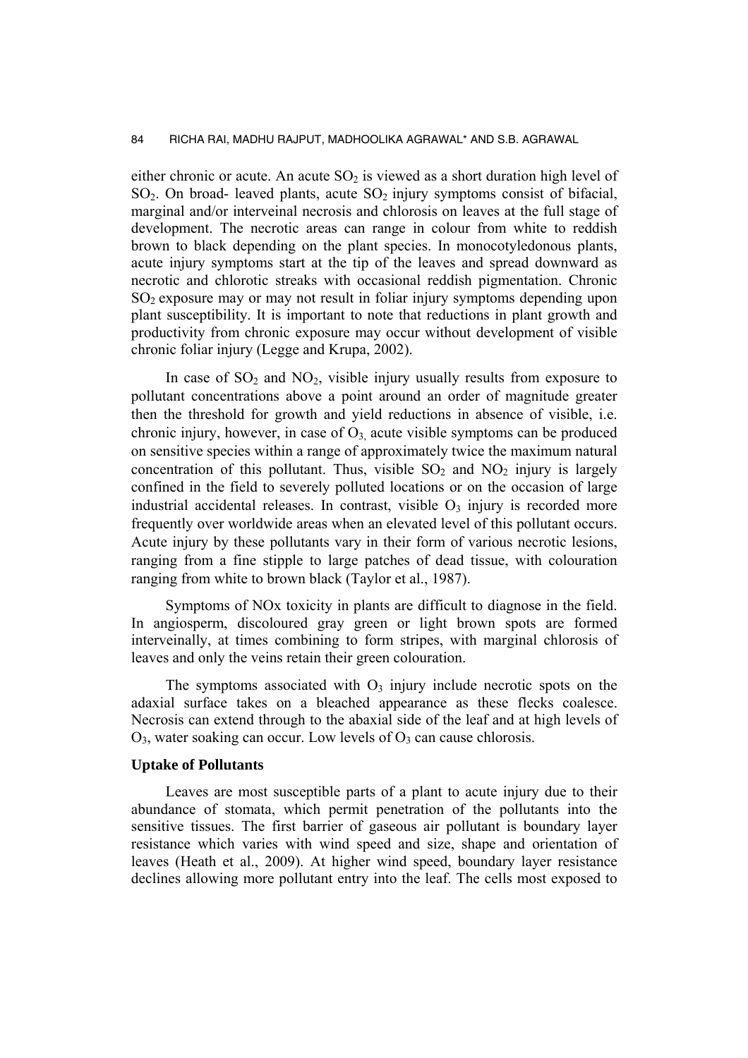either chronic or acute. An acute $SO_2$ is viewed as a short duration high level of $SO_2$. On broad- leaved plants, acute $SO_2$ injury symptoms consist of bifacial, marginal and/or interveinal necrosis and chlorosis on leaves at the full stage of development. The necrotic areas can range in colour from white to reddish brown to black depending on the plant species. In monocotyledonous plants, acute injury symptoms start at the tip of the leaves and spread downward as necrotic and chlorotic streaks with occasional reddish pigmentation. Chronic $SO_2$ exposure may or may not result in foliar injury symptoms depending upon plant susceptibility. It is important to note that reductions in plant growth and productivity from chronic exposure may occur without development of visible chronic foliar injury (Legge and Krupa, 2002).

In case of $SO_2$ and $NO_2$, visible injury usually results from exposure to pollutant concentrations above a point around an order of magnitude greater then the threshold for growth and yield reductions in absence of visible, i.e. chronic injury, however, in case of $O_3$, acute visible symptoms can be produced on sensitive species within a range of approximately twice the maximum natural concentration of this pollutant. Thus, visible $SO_2$ and $NO_2$ injury is largely confined in the field to severely polluted locations or on the occasion of large industrial accidental releases. In contrast, visible $O_3$ injury is recorded more frequently over worldwide areas when an elevated level of this pollutant occurs. Acute injury by these pollutants vary in their form of various necrotic lesions, ranging from a fine stipple to large patches of dead tissue, with colouration ranging from white to brown black (Taylor et al., 1987).

Symptoms of NOx toxicity in plants are difficult to diagnose in the field. In angiosperm, discoloured gray green or light brown spots are formed interveinally, at times combining to form stripes, with marginal chlorosis of leaves and only the veins retain their green colouration.

The symptoms associated with $O_3$ injury include necrotic spots on the adaxial surface takes on a bleached appearance as these flecks coalesce. Necrosis can extend through to the abaxial side of the leaf and at high levels of $O_3$, water soaking can occur. Low levels of $O_3$ can cause chlorosis.

**Uptake of Pollutants**

Leaves are most susceptible parts of a plant to acute injury due to their abundance of stomata, which permit penetration of the pollutants into the sensitive tissues. The first barrier of gaseous air pollutant is boundary layer resistance which varies with wind speed and size, shape and orientation of leaves (Heath et al., 2009). At higher wind speed, boundary layer resistance declines allowing more pollutant entry into the leaf. The cells most exposed to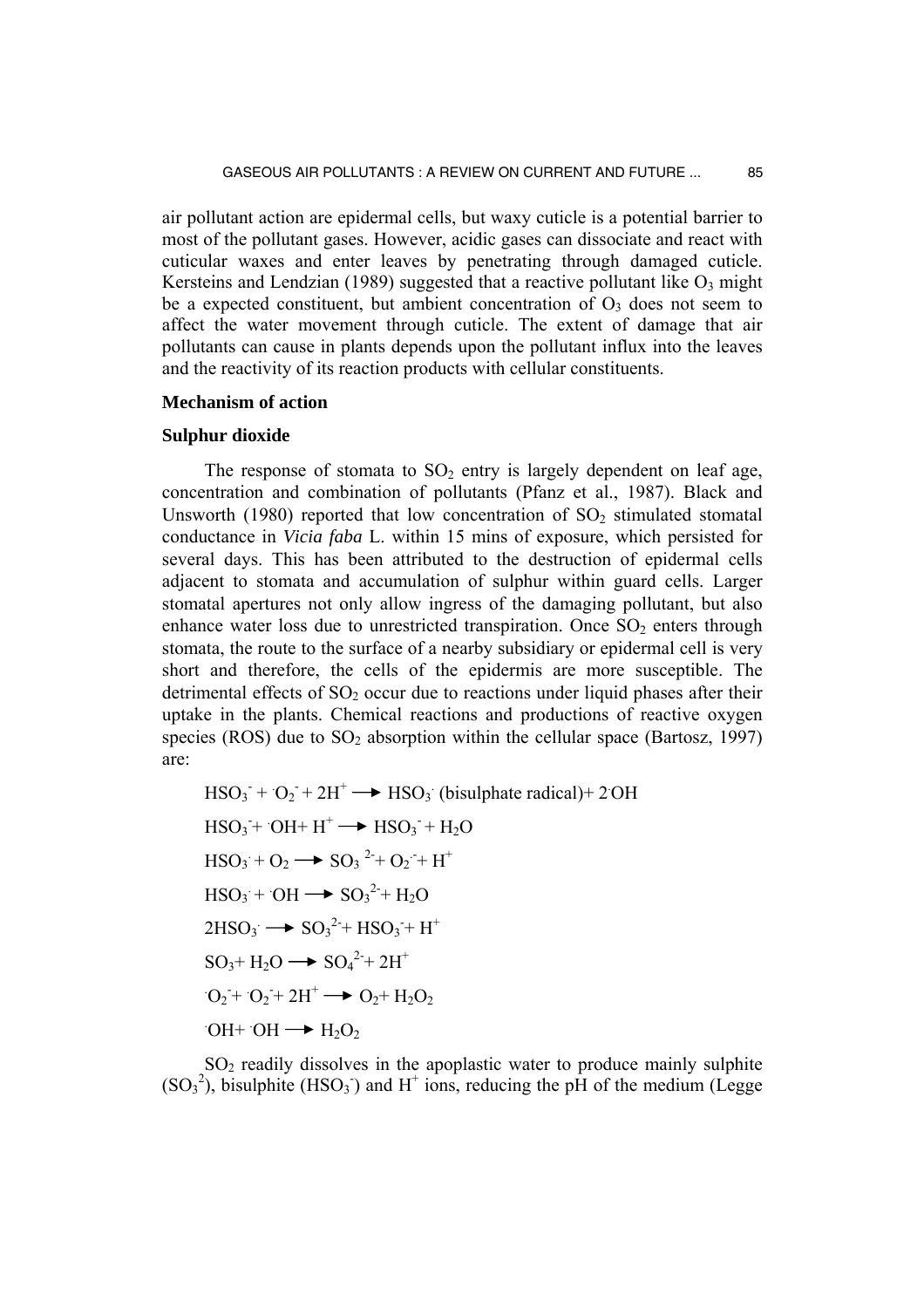air pollutant action are epidermal cells, but waxy cuticle is a potential barrier to most of the pollutant gases. However, acidic gases can dissociate and react with cuticular waxes and enter leaves by penetrating through damaged cuticle. Kersteins and Lendzian (1989) suggested that a reactive pollutant like $O_3$ might be a expected constituent, but ambient concentration of $O_3$ does not seem to affect the water movement through cuticle. The extent of damage that air pollutants can cause in plants depends upon the pollutant influx into the leaves and the reactivity of its reaction products with cellular constituents.

## Mechanism of action

### Sulphur dioxide

The response of stomata to $SO_2$ entry is largely dependent on leaf age, concentration and combination of pollutants (Pfanz et al., 1987). Black and Unsworth (1980) reported that low concentration of $SO_2$ stimulated stomatal conductance in *Vicia faba* L. within 15 mins of exposure, which persisted for several days. This has been attributed to the destruction of epidermal cells adjacent to stomata and accumulation of sulphur within guard cells. Larger stomatal apertures not only allow ingress of the damaging pollutant, but also enhance water loss due to unrestricted transpiration. Once $SO_2$ enters through stomata, the route to the surface of a nearby subsidiary or epidermal cell is very short and therefore, the cells of the epidermis are more susceptible. The detrimental effects of $SO_2$ occur due to reactions under liquid phases after their uptake in the plants. Chemical reactions and productions of reactive oxygen species (ROS) due to $SO_2$ absorption within the cellular space (Bartosz, 1997) are:

$$HSO_3^- + {}^{\cdot}O_2^- + 2H^+ \longrightarrow HSO_3^{\cdot} \text{ (bisulphate radical)} + 2\,{}^{\cdot}OH$$

$$HSO_3^- + {}^{\cdot}OH + H^+ \longrightarrow HSO_3^- + H_2O$$

$$HSO_3^{\cdot} + O_2 \longrightarrow SO_3^{2-} + O_2^{\cdot -} + H^+$$

$$HSO_3^{\cdot} + {}^{\cdot}OH \longrightarrow SO_3^{2-} + H_2O$$

$$2HSO_3^{\cdot} \longrightarrow SO_3^{2-} + HSO_3^- + H^+$$

$$SO_3 + H_2O \longrightarrow SO_4^{2-} + 2H^+$$

$${}^{\cdot}O_2^- + {}^{\cdot}O_2^- + 2H^+ \longrightarrow O_2 + H_2O_2$$

$${}^{\cdot}OH + {}^{\cdot}OH \longrightarrow H_2O_2$$

$SO_2$ readily dissolves in the apoplastic water to produce mainly sulphite ($SO_3^{2}$), bisulphite ($HSO_3^-$) and $H^+$ ions, reducing the pH of the medium (Legge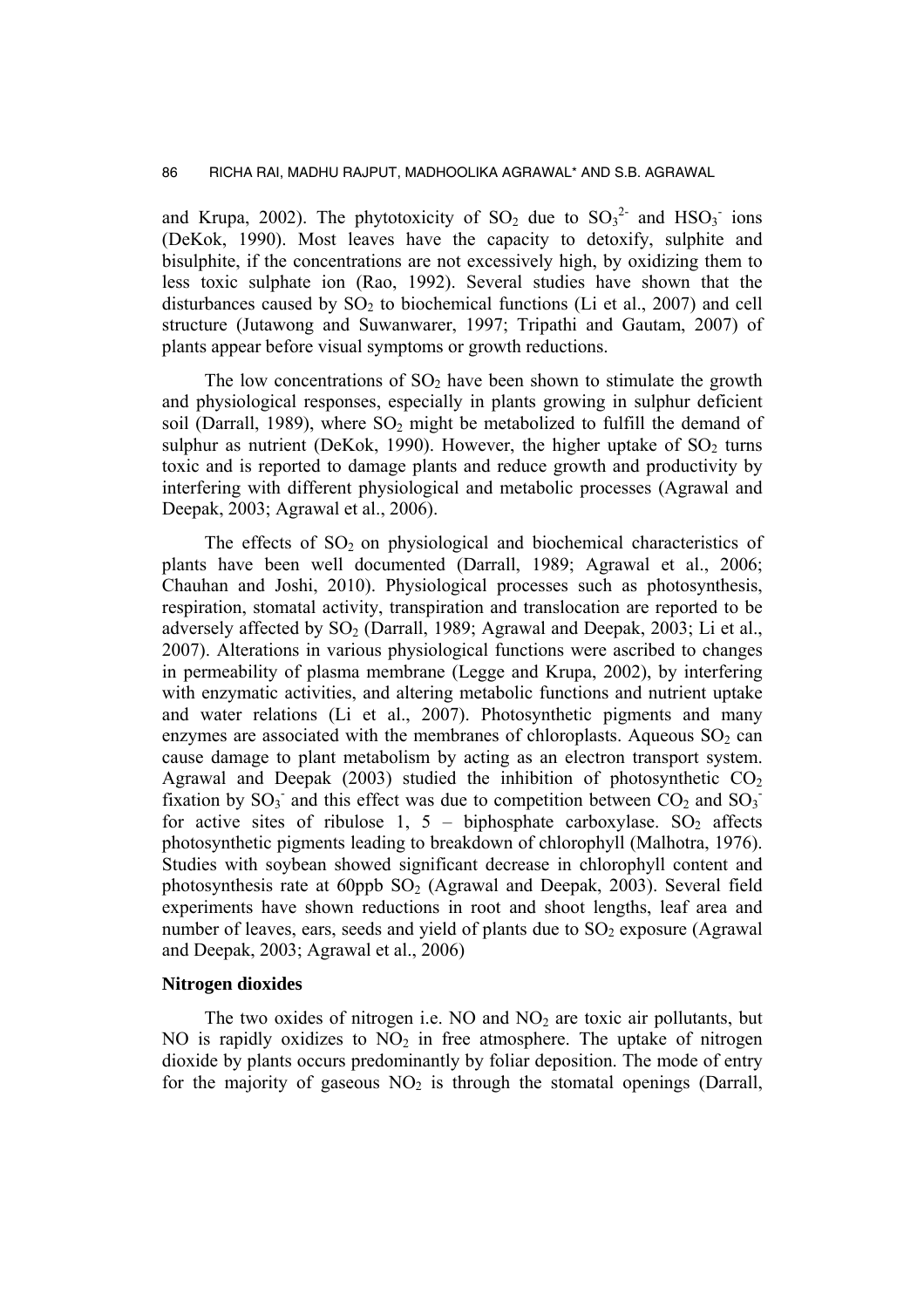and Krupa, 2002). The phytotoxicity of $SO_2$ due to $SO_3^{2-}$ and $HSO_3^-$ ions (DeKok, 1990). Most leaves have the capacity to detoxify, sulphite and bisulphite, if the concentrations are not excessively high, by oxidizing them to less toxic sulphate ion (Rao, 1992). Several studies have shown that the disturbances caused by $SO_2$ to biochemical functions (Li et al., 2007) and cell structure (Jutawong and Suwanwarer, 1997; Tripathi and Gautam, 2007) of plants appear before visual symptoms or growth reductions.

The low concentrations of $SO_2$ have been shown to stimulate the growth and physiological responses, especially in plants growing in sulphur deficient soil (Darrall, 1989), where $SO_2$ might be metabolized to fulfill the demand of sulphur as nutrient (DeKok, 1990). However, the higher uptake of $SO_2$ turns toxic and is reported to damage plants and reduce growth and productivity by interfering with different physiological and metabolic processes (Agrawal and Deepak, 2003; Agrawal et al., 2006).

The effects of $SO_2$ on physiological and biochemical characteristics of plants have been well documented (Darrall, 1989; Agrawal et al., 2006; Chauhan and Joshi, 2010). Physiological processes such as photosynthesis, respiration, stomatal activity, transpiration and translocation are reported to be adversely affected by $SO_2$ (Darrall, 1989; Agrawal and Deepak, 2003; Li et al., 2007). Alterations in various physiological functions were ascribed to changes in permeability of plasma membrane (Legge and Krupa, 2002), by interfering with enzymatic activities, and altering metabolic functions and nutrient uptake and water relations (Li et al., 2007). Photosynthetic pigments and many enzymes are associated with the membranes of chloroplasts. Aqueous $SO_2$ can cause damage to plant metabolism by acting as an electron transport system. Agrawal and Deepak (2003) studied the inhibition of photosynthetic $CO_2$ fixation by $SO_3^-$ and this effect was due to competition between $CO_2$ and $SO_3^-$ for active sites of ribulose 1, 5 – biphosphate carboxylase. $SO_2$ affects photosynthetic pigments leading to breakdown of chlorophyll (Malhotra, 1976). Studies with soybean showed significant decrease in chlorophyll content and photosynthesis rate at 60ppb $SO_2$ (Agrawal and Deepak, 2003). Several field experiments have shown reductions in root and shoot lengths, leaf area and number of leaves, ears, seeds and yield of plants due to $SO_2$ exposure (Agrawal and Deepak, 2003; Agrawal et al., 2006)

### Nitrogen dioxides

The two oxides of nitrogen i.e. NO and $NO_2$ are toxic air pollutants, but NO is rapidly oxidizes to $NO_2$ in free atmosphere. The uptake of nitrogen dioxide by plants occurs predominantly by foliar deposition. The mode of entry for the majority of gaseous $NO_2$ is through the stomatal openings (Darrall,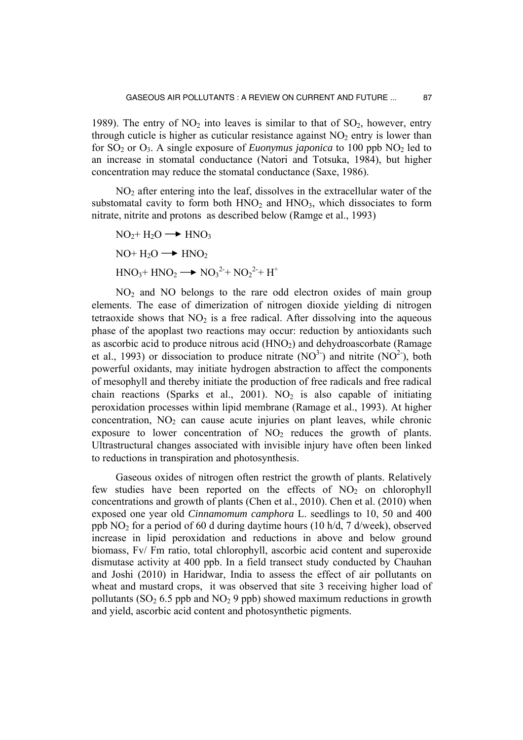1989). The entry of $NO_2$ into leaves is similar to that of $SO_2$, however, entry through cuticle is higher as cuticular resistance against $NO_2$ entry is lower than for $SO_2$ or $O_3$. A single exposure of *Euonymus japonica* to 100 ppb $NO_2$ led to an increase in stomatal conductance (Natori and Totsuka, 1984), but higher concentration may reduce the stomatal conductance (Saxe, 1986).

$NO_2$ after entering into the leaf, dissolves in the extracellular water of the substomatal cavity to form both $HNO_2$ and $HNO_3$, which dissociates to form nitrate, nitrite and protons as described below (Ramge et al., 1993)

$$NO_2 + H_2O \longrightarrow HNO_3$$

$$NO + H_2O \longrightarrow HNO_2$$

$$HNO_3 + HNO_2 \longrightarrow NO_3^{2-} + NO_2^{2-} + H^+$$

$NO_2$ and NO belongs to the rare odd electron oxides of main group elements. The ease of dimerization of nitrogen dioxide yielding di nitrogen tetraoxide shows that $NO_2$ is a free radical. After dissolving into the aqueous phase of the apoplast two reactions may occur: reduction by antioxidants such as ascorbic acid to produce nitrous acid ($HNO_2$) and dehydroascorbate (Ramage et al., 1993) or dissociation to produce nitrate ($NO^{3-}$) and nitrite ($NO^{2-}$), both powerful oxidants, may initiate hydrogen abstraction to affect the components of mesophyll and thereby initiate the production of free radicals and free radical chain reactions (Sparks et al., 2001). $NO_2$ is also capable of initiating peroxidation processes within lipid membrane (Ramage et al., 1993). At higher concentration, $NO_2$ can cause acute injuries on plant leaves, while chronic exposure to lower concentration of $NO_2$ reduces the growth of plants. Ultrastructural changes associated with invisible injury have often been linked to reductions in transpiration and photosynthesis.

Gaseous oxides of nitrogen often restrict the growth of plants. Relatively few studies have been reported on the effects of $NO_2$ on chlorophyll concentrations and growth of plants (Chen et al., 2010). Chen et al. (2010) when exposed one year old *Cinnamomum camphora* L. seedlings to 10, 50 and 400 ppb $NO_2$ for a period of 60 d during daytime hours (10 h/d, 7 d/week), observed increase in lipid peroxidation and reductions in above and below ground biomass, Fv/ Fm ratio, total chlorophyll, ascorbic acid content and superoxide dismutase activity at 400 ppb. In a field transect study conducted by Chauhan and Joshi (2010) in Haridwar, India to assess the effect of air pollutants on wheat and mustard crops, it was observed that site 3 receiving higher load of pollutants ($SO_2$ 6.5 ppb and $NO_2$ 9 ppb) showed maximum reductions in growth and yield, ascorbic acid content and photosynthetic pigments.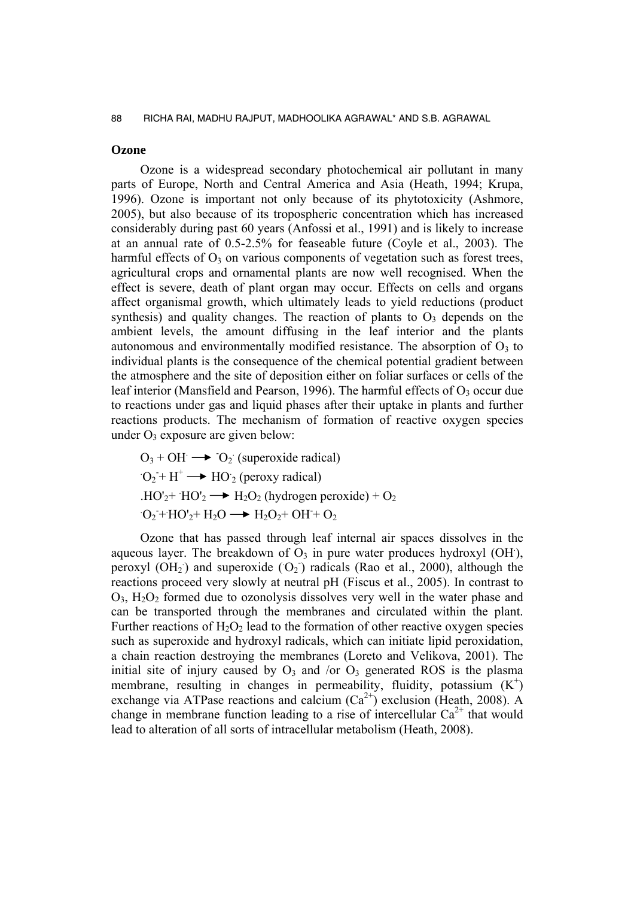## Ozone

Ozone is a widespread secondary photochemical air pollutant in many parts of Europe, North and Central America and Asia (Heath, 1994; Krupa, 1996). Ozone is important not only because of its phytotoxicity (Ashmore, 2005), but also because of its tropospheric concentration which has increased considerably during past 60 years (Anfossi et al., 1991) and is likely to increase at an annual rate of 0.5-2.5% for feaseable future (Coyle et al., 2003). The harmful effects of $O_3$ on various components of vegetation such as forest trees, agricultural crops and ornamental plants are now well recognised. When the effect is severe, death of plant organ may occur. Effects on cells and organs affect organismal growth, which ultimately leads to yield reductions (product synthesis) and quality changes. The reaction of plants to $O_3$ depends on the ambient levels, the amount diffusing in the leaf interior and the plants autonomous and environmentally modified resistance. The absorption of $O_3$ to individual plants is the consequence of the chemical potential gradient between the atmosphere and the site of deposition either on foliar surfaces or cells of the leaf interior (Mansfield and Pearson, 1996). The harmful effects of $O_3$ occur due to reactions under gas and liquid phases after their uptake in plants and further reactions products. The mechanism of formation of reactive oxygen species under $O_3$ exposure are given below:

$O_3 + OH^{\cdot} \longrightarrow {}^{-}O_2^{\cdot}$ (superoxide radical)

${}^{\cdot}O_2^{-} + H^{+} \longrightarrow HO^{\cdot}_2$ (peroxy radical)

$.HO'_2 + {}^{\cdot}HO'_2 \longrightarrow H_2O_2$ (hydrogen peroxide) $+ O_2$

${}^{\cdot}O_2^{-} + HO'_2 + H_2O \longrightarrow H_2O_2 + OH^{-} + O_2$

Ozone that has passed through leaf internal air spaces dissolves in the aqueous layer. The breakdown of $O_3$ in pure water produces hydroxyl ($OH^{\cdot}$), peroxyl ($OH_2^{\cdot}$) and superoxide (${}^{\cdot}O_2^{-}$) radicals (Rao et al., 2000), although the reactions proceed very slowly at neutral pH (Fiscus et al., 2005). In contrast to $O_3$, $H_2O_2$ formed due to ozonolysis dissolves very well in the water phase and can be transported through the membranes and circulated within the plant. Further reactions of $H_2O_2$ lead to the formation of other reactive oxygen species such as superoxide and hydroxyl radicals, which can initiate lipid peroxidation, a chain reaction destroying the membranes (Loreto and Velikova, 2001). The initial site of injury caused by $O_3$ and /or $O_3$ generated ROS is the plasma membrane, resulting in changes in permeability, fluidity, potassium ($K^+$) exchange via ATPase reactions and calcium ($Ca^{2+}$) exclusion (Heath, 2008). A change in membrane function leading to a rise of intercellular $Ca^{2+}$ that would lead to alteration of all sorts of intracellular metabolism (Heath, 2008).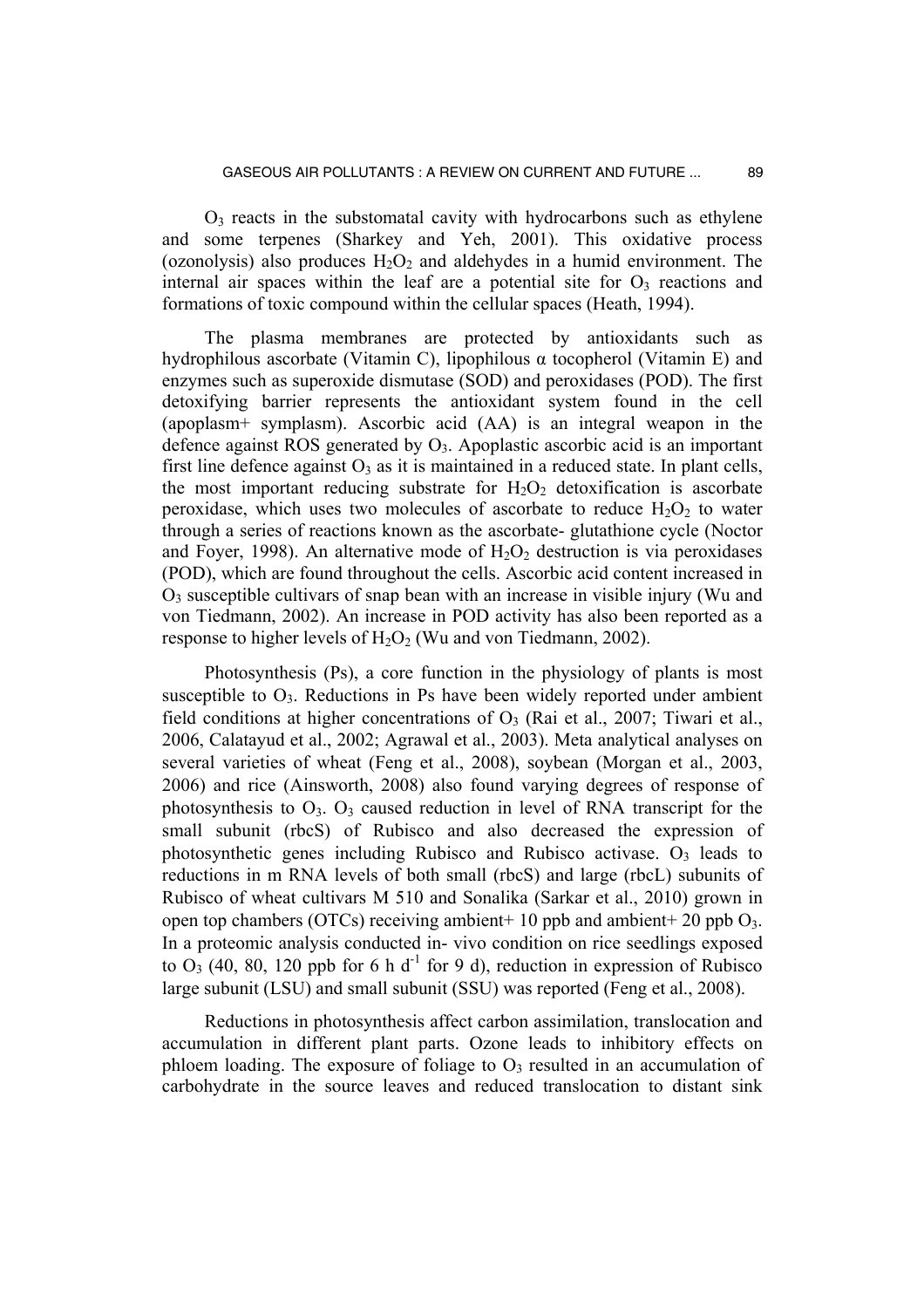$O_3$ reacts in the substomatal cavity with hydrocarbons such as ethylene and some terpenes (Sharkey and Yeh, 2001). This oxidative process (ozonolysis) also produces $H_2O_2$ and aldehydes in a humid environment. The internal air spaces within the leaf are a potential site for $O_3$ reactions and formations of toxic compound within the cellular spaces (Heath, 1994).

The plasma membranes are protected by antioxidants such as hydrophilous ascorbate (Vitamin C), lipophilous α tocopherol (Vitamin E) and enzymes such as superoxide dismutase (SOD) and peroxidases (POD). The first detoxifying barrier represents the antioxidant system found in the cell (apoplasm+ symplasm). Ascorbic acid (AA) is an integral weapon in the defence against ROS generated by $O_3$. Apoplastic ascorbic acid is an important first line defence against $O_3$ as it is maintained in a reduced state. In plant cells, the most important reducing substrate for $H_2O_2$ detoxification is ascorbate peroxidase, which uses two molecules of ascorbate to reduce $H_2O_2$ to water through a series of reactions known as the ascorbate- glutathione cycle (Noctor and Foyer, 1998). An alternative mode of $H_2O_2$ destruction is via peroxidases (POD), which are found throughout the cells. Ascorbic acid content increased in $O_3$ susceptible cultivars of snap bean with an increase in visible injury (Wu and von Tiedmann, 2002). An increase in POD activity has also been reported as a response to higher levels of $H_2O_2$ (Wu and von Tiedmann, 2002).

Photosynthesis (Ps), a core function in the physiology of plants is most susceptible to $O_3$. Reductions in Ps have been widely reported under ambient field conditions at higher concentrations of $O_3$ (Rai et al., 2007; Tiwari et al., 2006, Calatayud et al., 2002; Agrawal et al., 2003). Meta analytical analyses on several varieties of wheat (Feng et al., 2008), soybean (Morgan et al., 2003, 2006) and rice (Ainsworth, 2008) also found varying degrees of response of photosynthesis to $O_3$. $O_3$ caused reduction in level of RNA transcript for the small subunit (rbcS) of Rubisco and also decreased the expression of photosynthetic genes including Rubisco and Rubisco activase. $O_3$ leads to reductions in m RNA levels of both small (rbcS) and large (rbcL) subunits of Rubisco of wheat cultivars M 510 and Sonalika (Sarkar et al., 2010) grown in open top chambers (OTCs) receiving ambient+ 10 ppb and ambient+ 20 ppb $O_3$. In a proteomic analysis conducted in- vivo condition on rice seedlings exposed to $O_3$ (40, 80, 120 ppb for 6 h $d^{-1}$ for 9 d), reduction in expression of Rubisco large subunit (LSU) and small subunit (SSU) was reported (Feng et al., 2008).

Reductions in photosynthesis affect carbon assimilation, translocation and accumulation in different plant parts. Ozone leads to inhibitory effects on phloem loading. The exposure of foliage to $O_3$ resulted in an accumulation of carbohydrate in the source leaves and reduced translocation to distant sink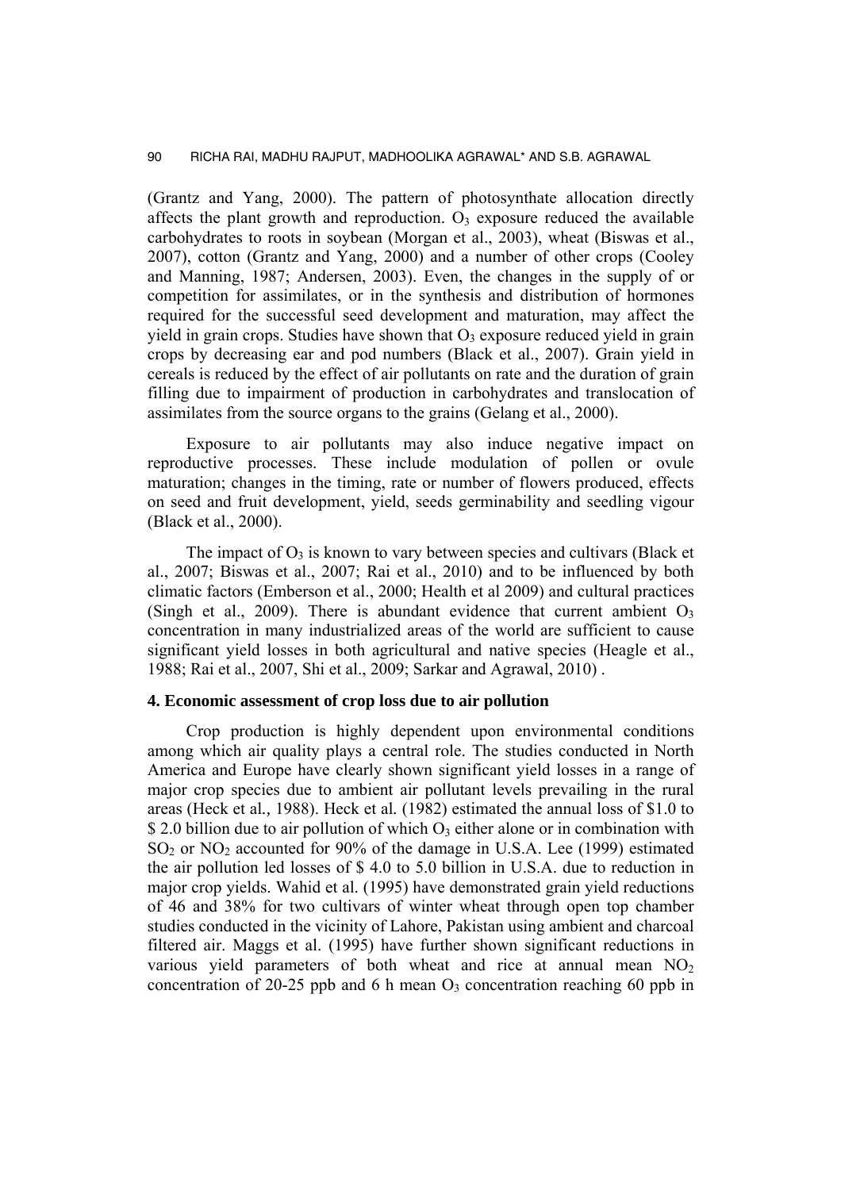(Grantz and Yang, 2000). The pattern of photosynthate allocation directly affects the plant growth and reproduction. $O_3$ exposure reduced the available carbohydrates to roots in soybean (Morgan et al., 2003), wheat (Biswas et al., 2007), cotton (Grantz and Yang, 2000) and a number of other crops (Cooley and Manning, 1987; Andersen, 2003). Even, the changes in the supply of or competition for assimilates, or in the synthesis and distribution of hormones required for the successful seed development and maturation, may affect the yield in grain crops. Studies have shown that $O_3$ exposure reduced yield in grain crops by decreasing ear and pod numbers (Black et al., 2007). Grain yield in cereals is reduced by the effect of air pollutants on rate and the duration of grain filling due to impairment of production in carbohydrates and translocation of assimilates from the source organs to the grains (Gelang et al., 2000).

Exposure to air pollutants may also induce negative impact on reproductive processes. These include modulation of pollen or ovule maturation; changes in the timing, rate or number of flowers produced, effects on seed and fruit development, yield, seeds germinability and seedling vigour (Black et al., 2000).

The impact of $O_3$ is known to vary between species and cultivars (Black et al., 2007; Biswas et al., 2007; Rai et al., 2010) and to be influenced by both climatic factors (Emberson et al., 2000; Health et al 2009) and cultural practices (Singh et al., 2009). There is abundant evidence that current ambient $O_3$ concentration in many industrialized areas of the world are sufficient to cause significant yield losses in both agricultural and native species (Heagle et al., 1988; Rai et al., 2007, Shi et al., 2009; Sarkar and Agrawal, 2010) .

### 4. Economic assessment of crop loss due to air pollution

Crop production is highly dependent upon environmental conditions among which air quality plays a central role. The studies conducted in North America and Europe have clearly shown significant yield losses in a range of major crop species due to ambient air pollutant levels prevailing in the rural areas (Heck et al*.,* 1988). Heck et al*.* (1982) estimated the annual loss of $1.0 to $ 2.0 billion due to air pollution of which $O_3$ either alone or in combination with $SO_2$ or $NO_2$ accounted for 90% of the damage in U.S.A. Lee (1999) estimated the air pollution led losses of $ 4.0 to 5.0 billion in U.S.A. due to reduction in major crop yields. Wahid et al. (1995) have demonstrated grain yield reductions of 46 and 38% for two cultivars of winter wheat through open top chamber studies conducted in the vicinity of Lahore, Pakistan using ambient and charcoal filtered air. Maggs et al. (1995) have further shown significant reductions in various yield parameters of both wheat and rice at annual mean $NO_2$ concentration of 20-25 ppb and 6 h mean $O_3$ concentration reaching 60 ppb in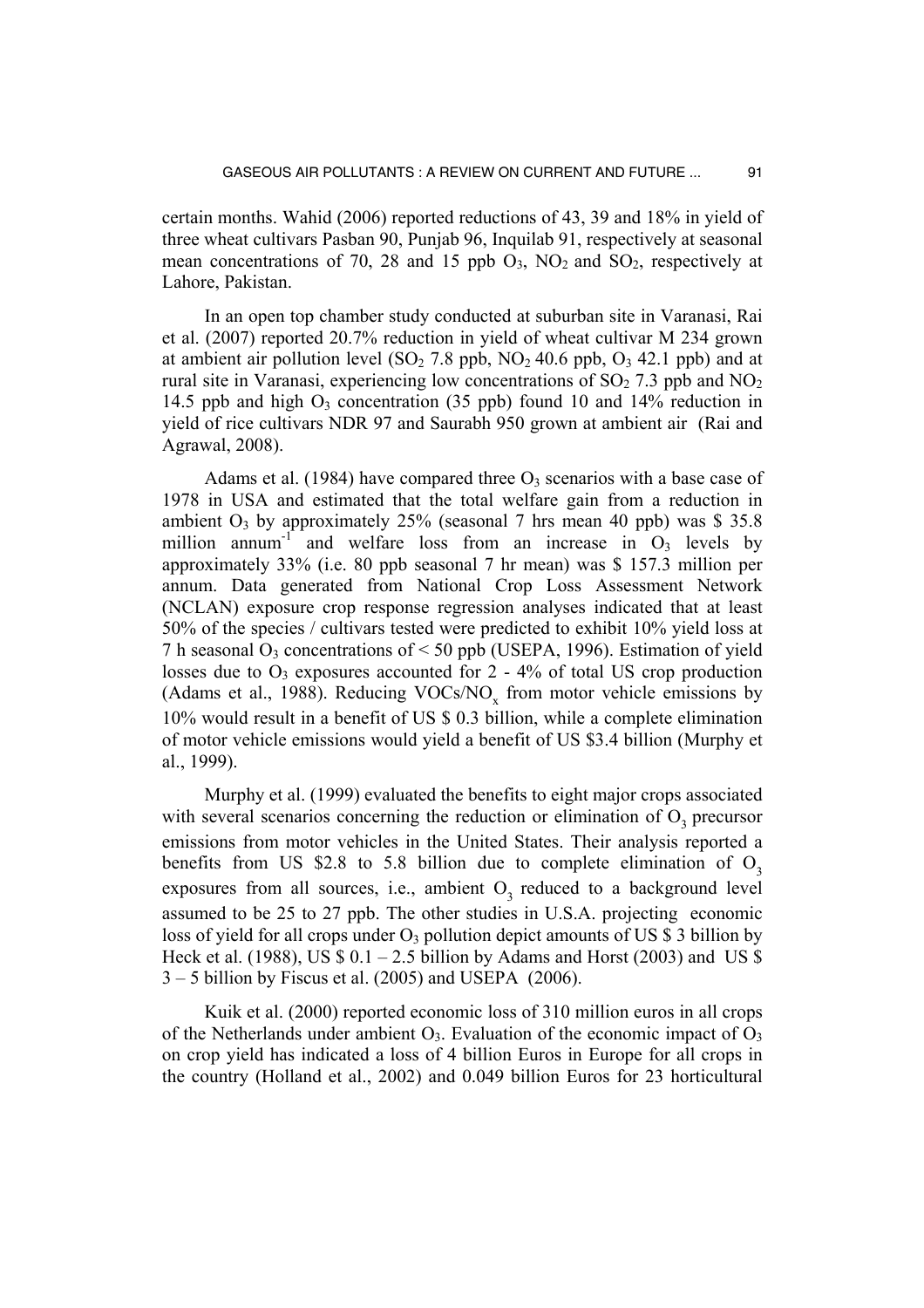certain months. Wahid (2006) reported reductions of 43, 39 and 18% in yield of three wheat cultivars Pasban 90, Punjab 96, Inquilab 91, respectively at seasonal mean concentrations of 70, 28 and 15 ppb $O_3$, $NO_2$ and $SO_2$, respectively at Lahore, Pakistan.

In an open top chamber study conducted at suburban site in Varanasi, Rai et al. (2007) reported 20.7% reduction in yield of wheat cultivar M 234 grown at ambient air pollution level ($SO_2$ 7.8 ppb, $NO_2$ 40.6 ppb, $O_3$ 42.1 ppb) and at rural site in Varanasi, experiencing low concentrations of $SO_2$ 7.3 ppb and $NO_2$ 14.5 ppb and high $O_3$ concentration (35 ppb) found 10 and 14% reduction in yield of rice cultivars NDR 97 and Saurabh 950 grown at ambient air (Rai and Agrawal, 2008).

Adams et al. (1984) have compared three $O_3$ scenarios with a base case of 1978 in USA and estimated that the total welfare gain from a reduction in ambient $O_3$ by approximately 25% (seasonal 7 hrs mean 40 ppb) was \$ 35.8 million annum$^{-1}$ and welfare loss from an increase in $O_3$ levels by approximately 33% (i.e. 80 ppb seasonal 7 hr mean) was \$ 157.3 million per annum. Data generated from National Crop Loss Assessment Network (NCLAN) exposure crop response regression analyses indicated that at least 50% of the species / cultivars tested were predicted to exhibit 10% yield loss at 7 h seasonal $O_3$ concentrations of < 50 ppb (USEPA, 1996). Estimation of yield losses due to $O_3$ exposures accounted for 2 - 4% of total US crop production (Adams et al., 1988). Reducing VOCs/$NO_x$ from motor vehicle emissions by 10% would result in a benefit of US \$ 0.3 billion, while a complete elimination of motor vehicle emissions would yield a benefit of US \$3.4 billion (Murphy et al., 1999).

Murphy et al. (1999) evaluated the benefits to eight major crops associated with several scenarios concerning the reduction or elimination of $O_3$ precursor emissions from motor vehicles in the United States. Their analysis reported a benefits from US \$2.8 to 5.8 billion due to complete elimination of $O_3$ exposures from all sources, i.e., ambient $O_3$ reduced to a background level assumed to be 25 to 27 ppb. The other studies in U.S.A. projecting economic loss of yield for all crops under $O_3$ pollution depict amounts of US \$ 3 billion by Heck et al. (1988), US \$ 0.1 – 2.5 billion by Adams and Horst (2003) and US \$ 3 – 5 billion by Fiscus et al. (2005) and USEPA (2006).

Kuik et al. (2000) reported economic loss of 310 million euros in all crops of the Netherlands under ambient $O_3$. Evaluation of the economic impact of $O_3$ on crop yield has indicated a loss of 4 billion Euros in Europe for all crops in the country (Holland et al., 2002) and 0.049 billion Euros for 23 horticultural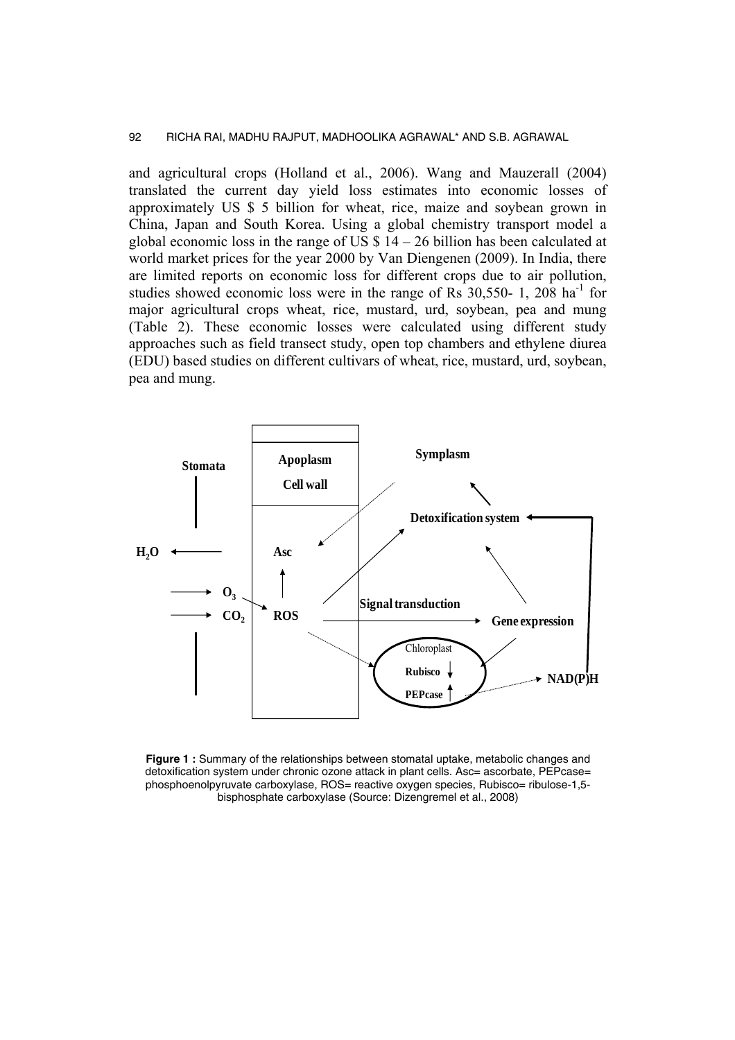and agricultural crops (Holland et al., 2006). Wang and Mauzerall (2004) translated the current day yield loss estimates into economic losses of approximately US \$ 5 billion for wheat, rice, maize and soybean grown in China, Japan and South Korea. Using a global chemistry transport model a global economic loss in the range of US \$ 14 – 26 billion has been calculated at world market prices for the year 2000 by Van Diengenen (2009). In India, there are limited reports on economic loss for different crops due to air pollution, studies showed economic loss were in the range of Rs 30,550- 1, 208 ha$^{-1}$ for major agricultural crops wheat, rice, mustard, urd, soybean, pea and mung (Table 2). These economic losses were calculated using different study approaches such as field transect study, open top chambers and ethylene diurea (EDU) based studies on different cultivars of wheat, rice, mustard, urd, soybean, pea and mung.

**Figure 1 :** Summary of the relationships between stomatal uptake, metabolic changes and detoxification system under chronic ozone attack in plant cells. Asc= ascorbate, PEPcase= phosphoenolpyruvate carboxylase, ROS= reactive oxygen species, Rubisco= ribulose-1,5-bisphosphate carboxylase (Source: Dizengremel et al., 2008)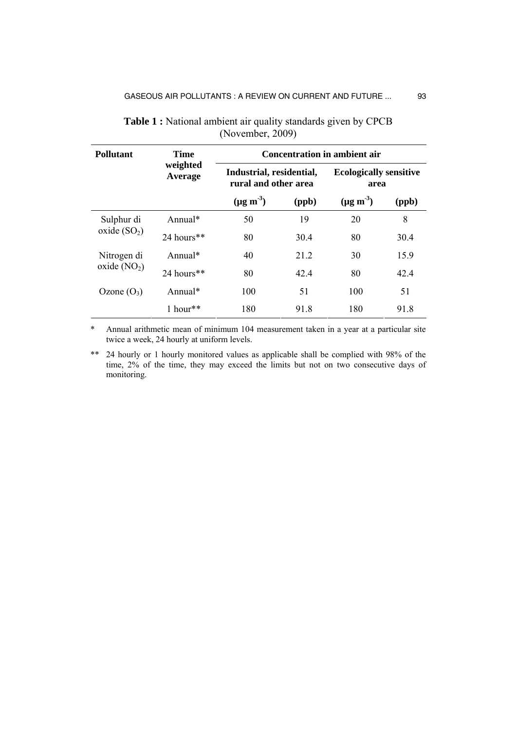**Table 1 :** National ambient air quality standards given by CPCB (November, 2009)

| Pollutant | Time weighted Average | Concentration in ambient air | | | |
|---|---|---|---|---|---|
| | | Industrial, residential, rural and other area | | Ecologically sensitive area | |
| | | ($\mu g\ m^{-3}$) | (ppb) | ($\mu g\ m^{-3}$) | (ppb) |
| Sulphur di oxide ($SO_2$) | Annual* | 50 | 19 | 20 | 8 |
| | 24 hours** | 80 | 30.4 | 80 | 30.4 |
| Nitrogen di oxide ($NO_2$) | Annual* | 40 | 21.2 | 30 | 15.9 |
| | 24 hours** | 80 | 42.4 | 80 | 42.4 |
| Ozone ($O_3$) | Annual* | 100 | 51 | 100 | 51 |
| | 1 hour** | 180 | 91.8 | 180 | 91.8 |

\* Annual arithmetic mean of minimum 104 measurement taken in a year at a particular site twice a week, 24 hourly at uniform levels.

\*\* 24 hourly or 1 hourly monitored values as applicable shall be complied with 98% of the time, 2% of the time, they may exceed the limits but not on two consecutive days of monitoring.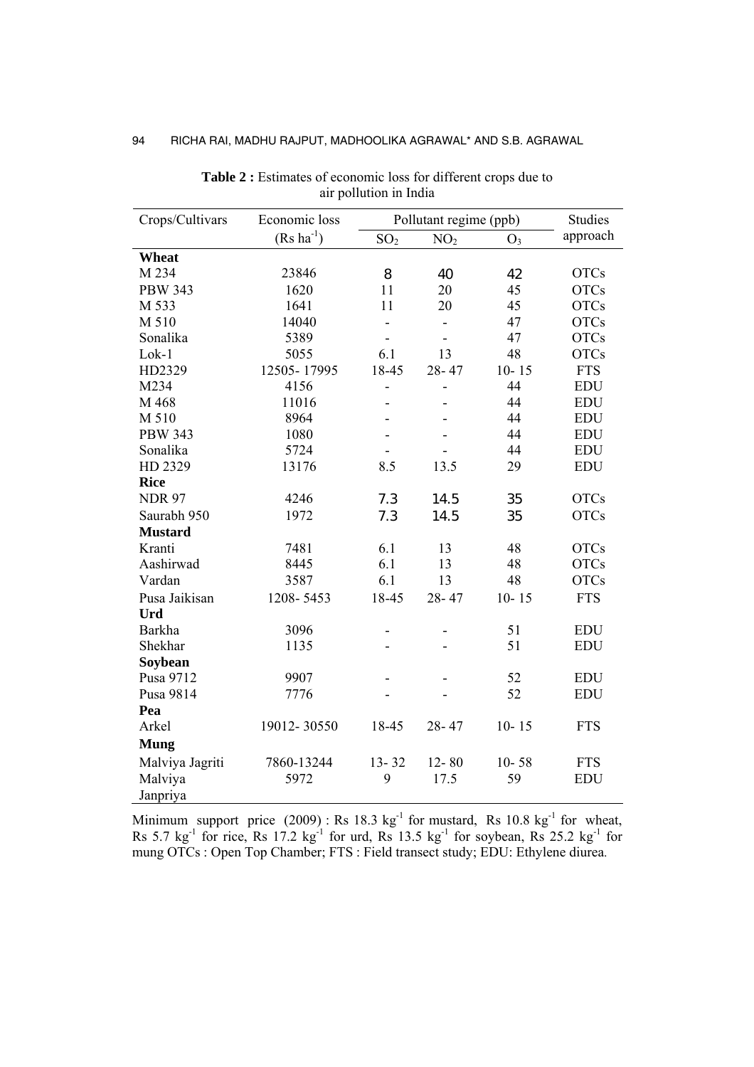**Table 2 :** Estimates of economic loss for different crops due to air pollution in India

| Crops/Cultivars | Economic loss ($Rs\ ha^{-1}$) | Pollutant regime (ppb) | | | Studies approach |
|---|---|---|---|---|---|
| | | $SO_2$ | $NO_2$ | $O_3$ | |
| **Wheat** | | | | | |
| M 234 | 23846 | 8 | 40 | 42 | OTCs |
| PBW 343 | 1620 | 11 | 20 | 45 | OTCs |
| M 533 | 1641 | 11 | 20 | 45 | OTCs |
| M 510 | 14040 | - | - | 47 | OTCs |
| Sonalika | 5389 | - | - | 47 | OTCs |
| Lok-1 | 5055 | 6.1 | 13 | 48 | OTCs |
| HD2329 | 12505- 17995 | 18-45 | 28- 47 | 10- 15 | FTS |
| M234 | 4156 | - | - | 44 | EDU |
| M 468 | 11016 | - | - | 44 | EDU |
| M 510 | 8964 | - | - | 44 | EDU |
| PBW 343 | 1080 | - | - | 44 | EDU |
| Sonalika | 5724 | - | - | 44 | EDU |
| HD 2329 | 13176 | 8.5 | 13.5 | 29 | EDU |
| **Rice** | | | | | |
| NDR 97 | 4246 | 7.3 | 14.5 | 35 | OTCs |
| Saurabh 950 | 1972 | 7.3 | 14.5 | 35 | OTCs |
| **Mustard** | | | | | |
| Kranti | 7481 | 6.1 | 13 | 48 | OTCs |
| Aashirwad | 8445 | 6.1 | 13 | 48 | OTCs |
| Vardan | 3587 | 6.1 | 13 | 48 | OTCs |
| Pusa Jaikisan | 1208- 5453 | 18-45 | 28- 47 | 10- 15 | FTS |
| **Urd** | | | | | |
| Barkha | 3096 | - | - | 51 | EDU |
| Shekhar | 1135 | - | - | 51 | EDU |
| **Soybean** | | | | | |
| Pusa 9712 | 9907 | - | - | 52 | EDU |
| Pusa 9814 | 7776 | - | - | 52 | EDU |
| **Pea** | | | | | |
| Arkel | 19012- 30550 | 18-45 | 28- 47 | 10- 15 | FTS |
| **Mung** | | | | | |
| Malviya Jagriti | 7860-13244 | 13- 32 | 12- 80 | 10- 58 | FTS |
| Malviya Janpriya | 5972 | 9 | 17.5 | 59 | EDU |

Minimum support price (2009) : Rs 18.3 $kg^{-1}$ for mustard, Rs 10.8 $kg^{-1}$ for wheat, Rs 5.7 $kg^{-1}$ for rice, Rs 17.2 $kg^{-1}$ for urd, Rs 13.5 $kg^{-1}$ for soybean, Rs 25.2 $kg^{-1}$ for mung OTCs : Open Top Chamber; FTS : Field transect study; EDU: Ethylene diurea.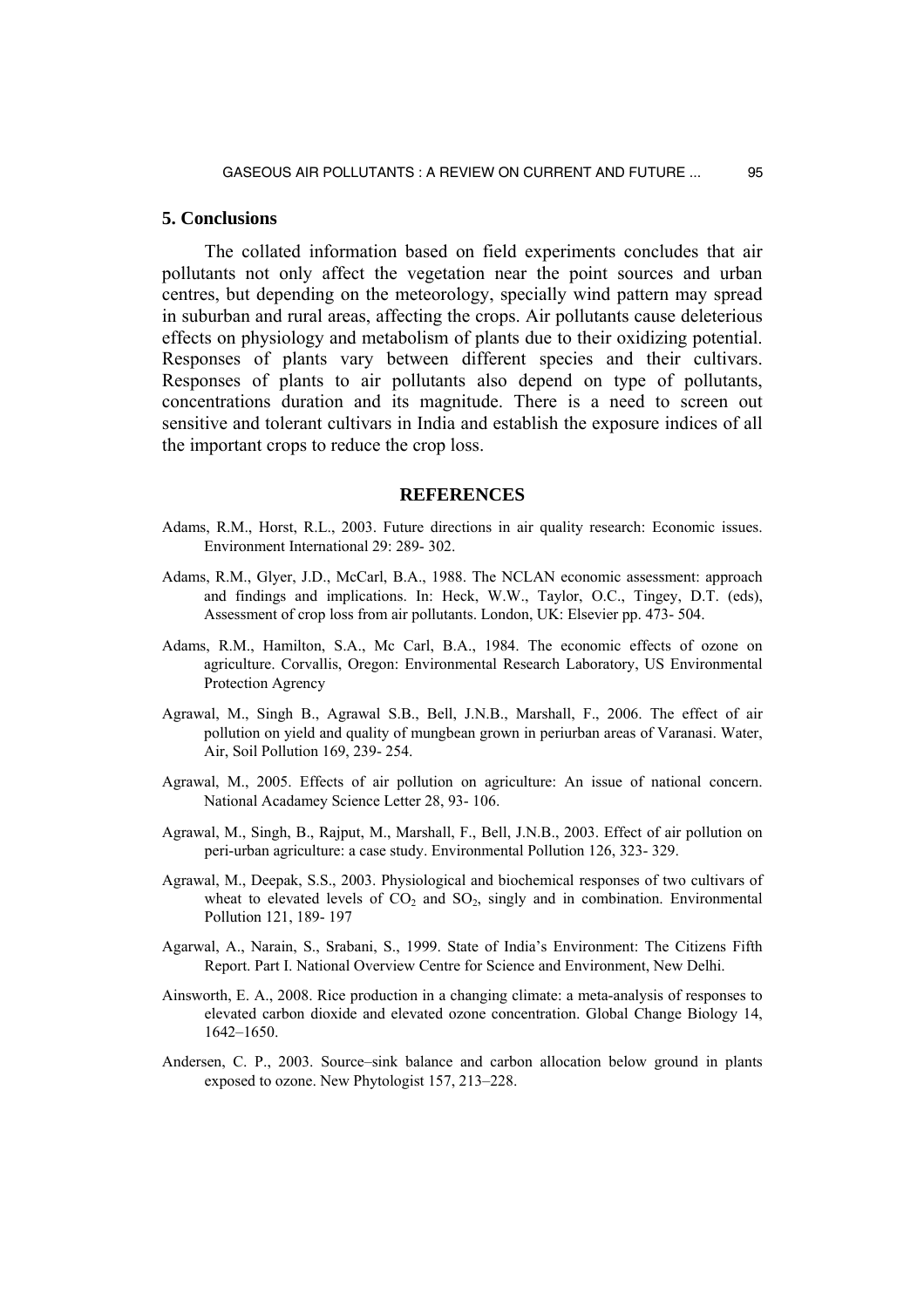## 5. Conclusions

The collated information based on field experiments concludes that air pollutants not only affect the vegetation near the point sources and urban centres, but depending on the meteorology, specially wind pattern may spread in suburban and rural areas, affecting the crops. Air pollutants cause deleterious effects on physiology and metabolism of plants due to their oxidizing potential. Responses of plants vary between different species and their cultivars. Responses of plants to air pollutants also depend on type of pollutants, concentrations duration and its magnitude. There is a need to screen out sensitive and tolerant cultivars in India and establish the exposure indices of all the important crops to reduce the crop loss.

## REFERENCES

Adams, R.M., Horst, R.L., 2003. Future directions in air quality research: Economic issues. Environment International 29: 289- 302.

Adams, R.M., Glyer, J.D., McCarl, B.A., 1988. The NCLAN economic assessment: approach and findings and implications. In: Heck, W.W., Taylor, O.C., Tingey, D.T. (eds), Assessment of crop loss from air pollutants. London, UK: Elsevier pp. 473- 504.

Adams, R.M., Hamilton, S.A., Mc Carl, B.A., 1984. The economic effects of ozone on agriculture. Corvallis, Oregon: Environmental Research Laboratory, US Environmental Protection Agrency

Agrawal, M., Singh B., Agrawal S.B., Bell, J.N.B., Marshall, F., 2006. The effect of air pollution on yield and quality of mungbean grown in periurban areas of Varanasi. Water, Air, Soil Pollution 169, 239- 254.

Agrawal, M., 2005. Effects of air pollution on agriculture: An issue of national concern. National Acadamey Science Letter 28, 93- 106.

Agrawal, M., Singh, B., Rajput, M., Marshall, F., Bell, J.N.B., 2003. Effect of air pollution on peri-urban agriculture: a case study. Environmental Pollution 126, 323- 329.

Agrawal, M., Deepak, S.S., 2003. Physiological and biochemical responses of two cultivars of wheat to elevated levels of $CO_2$ and $SO_2$, singly and in combination. Environmental Pollution 121, 189- 197

Agarwal, A., Narain, S., Srabani, S., 1999. State of India's Environment: The Citizens Fifth Report. Part I. National Overview Centre for Science and Environment, New Delhi.

Ainsworth, E. A., 2008. Rice production in a changing climate: a meta-analysis of responses to elevated carbon dioxide and elevated ozone concentration. Global Change Biology 14, 1642–1650.

Andersen, C. P., 2003. Source–sink balance and carbon allocation below ground in plants exposed to ozone. New Phytologist 157, 213–228.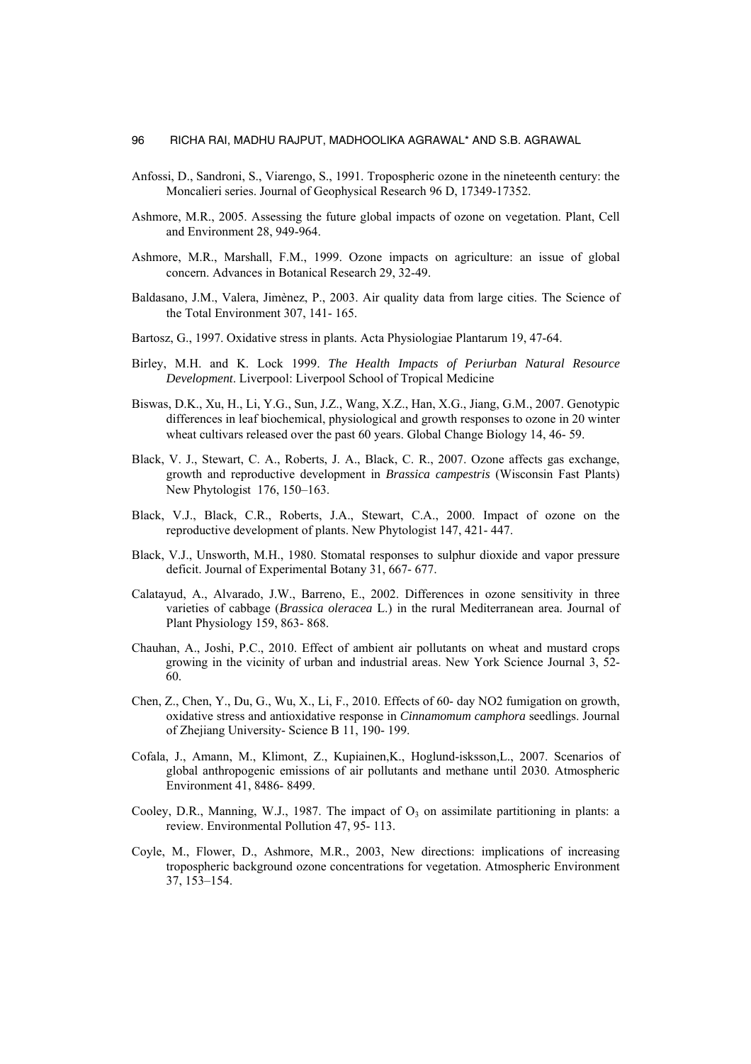Anfossi, D., Sandroni, S., Viarengo, S., 1991. Tropospheric ozone in the nineteenth century: the Moncalieri series. Journal of Geophysical Research 96 D, 17349-17352.

Ashmore, M.R., 2005. Assessing the future global impacts of ozone on vegetation. Plant, Cell and Environment 28, 949-964.

Ashmore, M.R., Marshall, F.M., 1999. Ozone impacts on agriculture: an issue of global concern. Advances in Botanical Research 29, 32-49.

Baldasano, J.M., Valera, Jimènez, P., 2003. Air quality data from large cities. The Science of the Total Environment 307, 141- 165.

Bartosz, G., 1997. Oxidative stress in plants. Acta Physiologiae Plantarum 19, 47-64.

Birley, M.H. and K. Lock 1999. *The Health Impacts of Periurban Natural Resource Development*. Liverpool: Liverpool School of Tropical Medicine

Biswas, D.K., Xu, H., Li, Y.G., Sun, J.Z., Wang, X.Z., Han, X.G., Jiang, G.M., 2007. Genotypic differences in leaf biochemical, physiological and growth responses to ozone in 20 winter wheat cultivars released over the past 60 years. Global Change Biology 14, 46- 59.

Black, V. J., Stewart, C. A., Roberts, J. A., Black, C. R., 2007. Ozone affects gas exchange, growth and reproductive development in *Brassica campestris* (Wisconsin Fast Plants) New Phytologist 176, 150–163.

Black, V.J., Black, C.R., Roberts, J.A., Stewart, C.A., 2000. Impact of ozone on the reproductive development of plants. New Phytologist 147, 421- 447.

Black, V.J., Unsworth, M.H., 1980. Stomatal responses to sulphur dioxide and vapor pressure deficit. Journal of Experimental Botany 31, 667- 677.

Calatayud, A., Alvarado, J.W., Barreno, E., 2002. Differences in ozone sensitivity in three varieties of cabbage (*Brassica oleracea* L.) in the rural Mediterranean area. Journal of Plant Physiology 159, 863- 868.

Chauhan, A., Joshi, P.C., 2010. Effect of ambient air pollutants on wheat and mustard crops growing in the vicinity of urban and industrial areas. New York Science Journal 3, 52-60.

Chen, Z., Chen, Y., Du, G., Wu, X., Li, F., 2010. Effects of 60- day NO2 fumigation on growth, oxidative stress and antioxidative response in *Cinnamomum camphora* seedlings. Journal of Zhejiang University- Science B 11, 190- 199.

Cofala, J., Amann, M., Klimont, Z., Kupiainen,K., Hoglund-isksson,L., 2007. Scenarios of global anthropogenic emissions of air pollutants and methane until 2030. Atmospheric Environment 41, 8486- 8499.

Cooley, D.R., Manning, W.J., 1987. The impact of $O_3$ on assimilate partitioning in plants: a review. Environmental Pollution 47, 95- 113.

Coyle, M., Flower, D., Ashmore, M.R., 2003, New directions: implications of increasing tropospheric background ozone concentrations for vegetation. Atmospheric Environment 37, 153–154.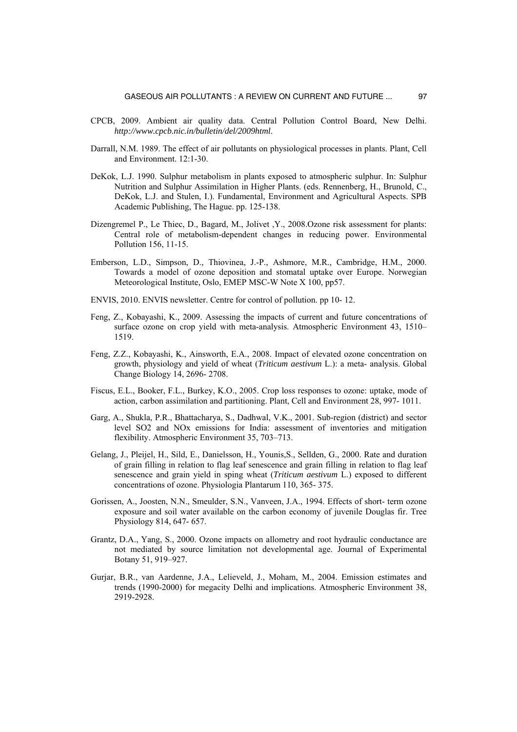CPCB, 2009. Ambient air quality data. Central Pollution Control Board, New Delhi. *http://www.cpcb.nic.in/bulletin/del/2009html*.

Darrall, N.M. 1989. The effect of air pollutants on physiological processes in plants. Plant, Cell and Environment. 12:1-30.

DeKok, L.J. 1990. Sulphur metabolism in plants exposed to atmospheric sulphur. In: Sulphur Nutrition and Sulphur Assimilation in Higher Plants. (eds. Rennenberg, H., Brunold, C., DeKok, L.J. and Stulen, I.). Fundamental, Environment and Agricultural Aspects. SPB Academic Publishing, The Hague. pp. 125-138.

Dizengremel P., Le Thiec, D., Bagard, M., Jolivet ,Y., 2008.Ozone risk assessment for plants: Central role of metabolism-dependent changes in reducing power. Environmental Pollution 156, 11-15.

Emberson, L.D., Simpson, D., Thiovinea, J.-P., Ashmore, M.R., Cambridge, H.M., 2000. Towards a model of ozone deposition and stomatal uptake over Europe. Norwegian Meteorological Institute, Oslo, EMEP MSC-W Note X 100, pp57.

ENVIS, 2010. ENVIS newsletter. Centre for control of pollution. pp 10- 12.

Feng, Z., Kobayashi, K., 2009. Assessing the impacts of current and future concentrations of surface ozone on crop yield with meta-analysis. Atmospheric Environment 43, 1510–1519.

Feng, Z.Z., Kobayashi, K., Ainsworth, E.A., 2008. Impact of elevated ozone concentration on growth, physiology and yield of wheat (*Triticum aestivum* L.): a meta- analysis. Global Change Biology 14, 2696- 2708.

Fiscus, E.L., Booker, F.L., Burkey, K.O., 2005. Crop loss responses to ozone: uptake, mode of action, carbon assimilation and partitioning. Plant, Cell and Environment 28, 997- 1011.

Garg, A., Shukla, P.R., Bhattacharya, S., Dadhwal, V.K., 2001. Sub-region (district) and sector level SO2 and NOx emissions for India: assessment of inventories and mitigation flexibility. Atmospheric Environment 35, 703–713.

Gelang, J., Pleijel, H., Sild, E., Danielsson, H., Younis,S., Sellden, G., 2000. Rate and duration of grain filling in relation to flag leaf senescence and grain filling in relation to flag leaf senescence and grain yield in sping wheat (*Triticum aestivum* L.) exposed to different concentrations of ozone. Physiologia Plantarum 110, 365- 375.

Gorissen, A., Joosten, N.N., Smeulder, S.N., Vanveen, J.A., 1994. Effects of short- term ozone exposure and soil water available on the carbon economy of juvenile Douglas fir. Tree Physiology 814, 647- 657.

Grantz, D.A., Yang, S., 2000. Ozone impacts on allometry and root hydraulic conductance are not mediated by source limitation not developmental age. Journal of Experimental Botany 51, 919–927.

Gurjar, B.R., van Aardenne, J.A., Lelieveld, J., Moham, M., 2004. Emission estimates and trends (1990-2000) for megacity Delhi and implications. Atmospheric Environment 38, 2919-2928.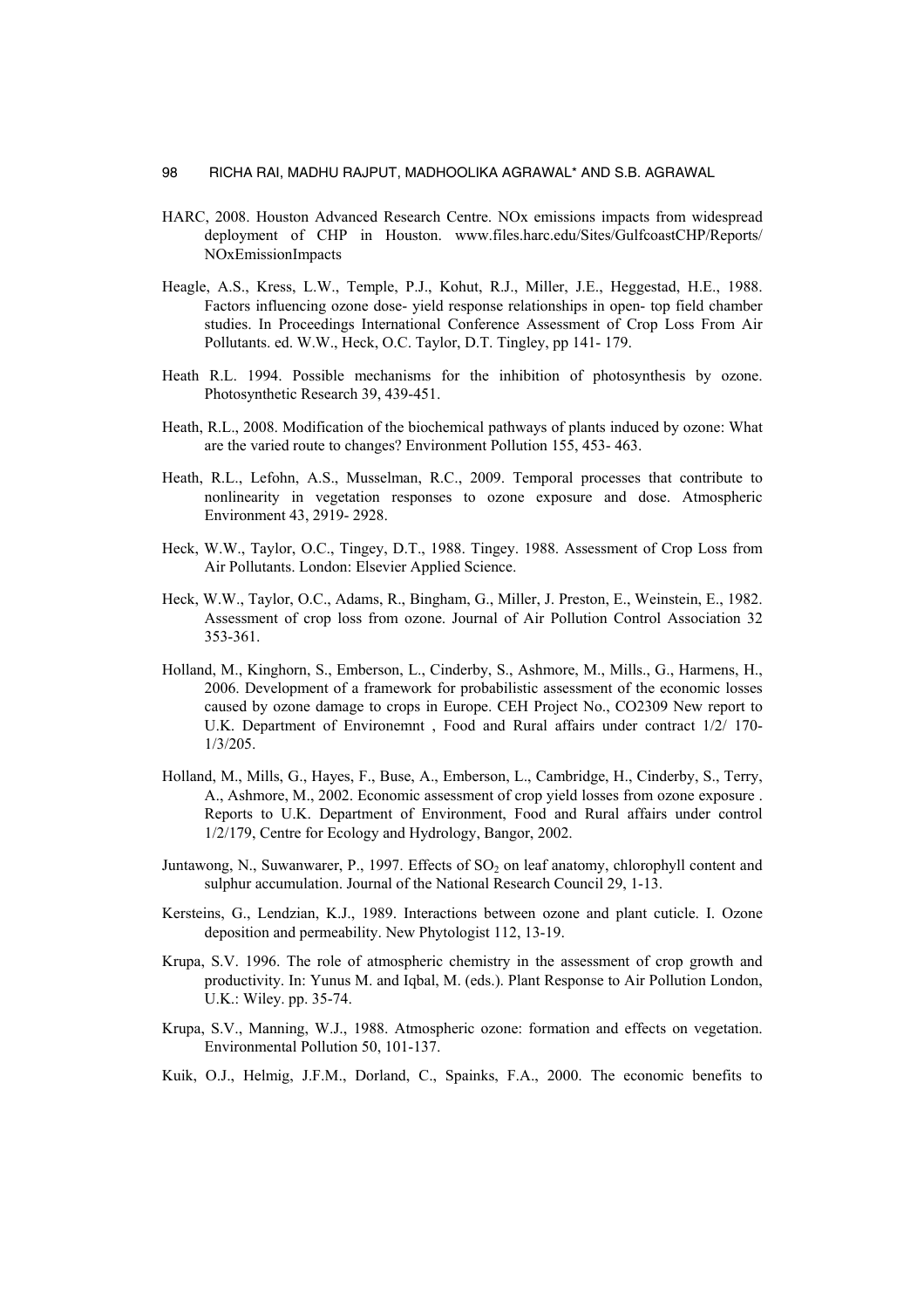HARC, 2008. Houston Advanced Research Centre. NOx emissions impacts from widespread deployment of CHP in Houston. www.files.harc.edu/Sites/GulfcoastCHP/Reports/NOxEmissionImpacts

Heagle, A.S., Kress, L.W., Temple, P.J., Kohut, R.J., Miller, J.E., Heggestad, H.E., 1988. Factors influencing ozone dose- yield response relationships in open- top field chamber studies. In Proceedings International Conference Assessment of Crop Loss From Air Pollutants. ed. W.W., Heck, O.C. Taylor, D.T. Tingley, pp 141- 179.

Heath R.L. 1994. Possible mechanisms for the inhibition of photosynthesis by ozone. Photosynthetic Research 39, 439-451.

Heath, R.L., 2008. Modification of the biochemical pathways of plants induced by ozone: What are the varied route to changes? Environment Pollution 155, 453- 463.

Heath, R.L., Lefohn, A.S., Musselman, R.C., 2009. Temporal processes that contribute to nonlinearity in vegetation responses to ozone exposure and dose. Atmospheric Environment 43, 2919- 2928.

Heck, W.W., Taylor, O.C., Tingey, D.T., 1988. Tingey. 1988. Assessment of Crop Loss from Air Pollutants. London: Elsevier Applied Science.

Heck, W.W., Taylor, O.C., Adams, R., Bingham, G., Miller, J. Preston, E., Weinstein, E., 1982. Assessment of crop loss from ozone. Journal of Air Pollution Control Association 32 353-361.

Holland, M., Kinghorn, S., Emberson, L., Cinderby, S., Ashmore, M., Mills., G., Harmens, H., 2006. Development of a framework for probabilistic assessment of the economic losses caused by ozone damage to crops in Europe. CEH Project No., CO2309 New report to U.K. Department of Environemnt , Food and Rural affairs under contract 1/2/ 170-1/3/205.

Holland, M., Mills, G., Hayes, F., Buse, A., Emberson, L., Cambridge, H., Cinderby, S., Terry, A., Ashmore, M., 2002. Economic assessment of crop yield losses from ozone exposure . Reports to U.K. Department of Environment, Food and Rural affairs under control 1/2/179, Centre for Ecology and Hydrology, Bangor, 2002.

Juntawong, N., Suwanwarer, P., 1997. Effects of $SO_2$ on leaf anatomy, chlorophyll content and sulphur accumulation. Journal of the National Research Council 29, 1-13.

Kersteins, G., Lendzian, K.J., 1989. Interactions between ozone and plant cuticle. I. Ozone deposition and permeability. New Phytologist 112, 13-19.

Krupa, S.V. 1996. The role of atmospheric chemistry in the assessment of crop growth and productivity. In: Yunus M. and Iqbal, M. (eds.). Plant Response to Air Pollution London, U.K.: Wiley. pp. 35-74.

Krupa, S.V., Manning, W.J., 1988. Atmospheric ozone: formation and effects on vegetation. Environmental Pollution 50, 101-137.

Kuik, O.J., Helmig, J.F.M., Dorland, C., Spainks, F.A., 2000. The economic benefits to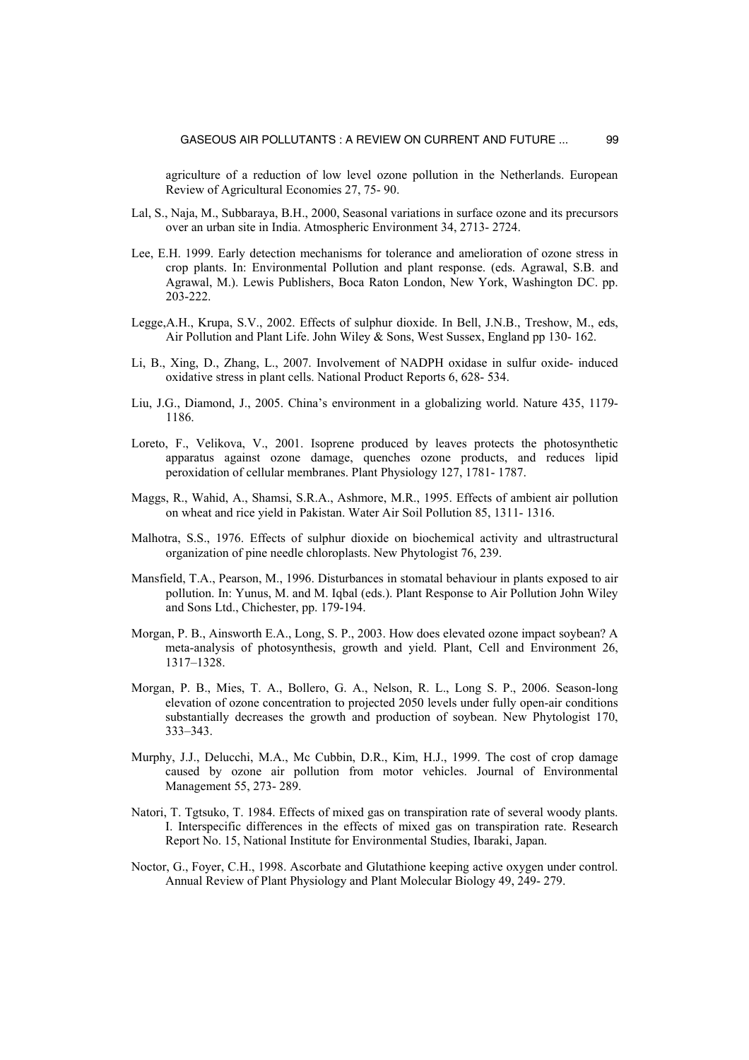agriculture of a reduction of low level ozone pollution in the Netherlands. European Review of Agricultural Economies 27, 75- 90.

Lal, S., Naja, M., Subbaraya, B.H., 2000, Seasonal variations in surface ozone and its precursors over an urban site in India. Atmospheric Environment 34, 2713- 2724.

Lee, E.H. 1999. Early detection mechanisms for tolerance and amelioration of ozone stress in crop plants. In: Environmental Pollution and plant response. (eds. Agrawal, S.B. and Agrawal, M.). Lewis Publishers, Boca Raton London, New York, Washington DC. pp. 203-222.

Legge,A.H., Krupa, S.V., 2002. Effects of sulphur dioxide. In Bell, J.N.B., Treshow, M., eds, Air Pollution and Plant Life. John Wiley & Sons, West Sussex, England pp 130- 162.

Li, B., Xing, D., Zhang, L., 2007. Involvement of NADPH oxidase in sulfur oxide- induced oxidative stress in plant cells. National Product Reports 6, 628- 534.

Liu, J.G., Diamond, J., 2005. China's environment in a globalizing world. Nature 435, 1179- 1186.

Loreto, F., Velikova, V., 2001. Isoprene produced by leaves protects the photosynthetic apparatus against ozone damage, quenches ozone products, and reduces lipid peroxidation of cellular membranes. Plant Physiology 127, 1781- 1787.

Maggs, R., Wahid, A., Shamsi, S.R.A., Ashmore, M.R., 1995. Effects of ambient air pollution on wheat and rice yield in Pakistan. Water Air Soil Pollution 85, 1311- 1316.

Malhotra, S.S., 1976. Effects of sulphur dioxide on biochemical activity and ultrastructural organization of pine needle chloroplasts. New Phytologist 76, 239.

Mansfield, T.A., Pearson, M., 1996. Disturbances in stomatal behaviour in plants exposed to air pollution. In: Yunus, M. and M. Iqbal (eds.). Plant Response to Air Pollution John Wiley and Sons Ltd., Chichester, pp. 179-194.

Morgan, P. B., Ainsworth E.A., Long, S. P., 2003. How does elevated ozone impact soybean? A meta-analysis of photosynthesis, growth and yield. Plant, Cell and Environment 26, 1317–1328.

Morgan, P. B., Mies, T. A., Bollero, G. A., Nelson, R. L., Long S. P., 2006. Season-long elevation of ozone concentration to projected 2050 levels under fully open-air conditions substantially decreases the growth and production of soybean. New Phytologist 170, 333–343.

Murphy, J.J., Delucchi, M.A., Mc Cubbin, D.R., Kim, H.J., 1999. The cost of crop damage caused by ozone air pollution from motor vehicles. Journal of Environmental Management 55, 273- 289.

Natori, T. Tgtsuko, T. 1984. Effects of mixed gas on transpiration rate of several woody plants. I. Interspecific differences in the effects of mixed gas on transpiration rate. Research Report No. 15, National Institute for Environmental Studies, Ibaraki, Japan.

Noctor, G., Foyer, C.H., 1998. Ascorbate and Glutathione keeping active oxygen under control. Annual Review of Plant Physiology and Plant Molecular Biology 49, 249- 279.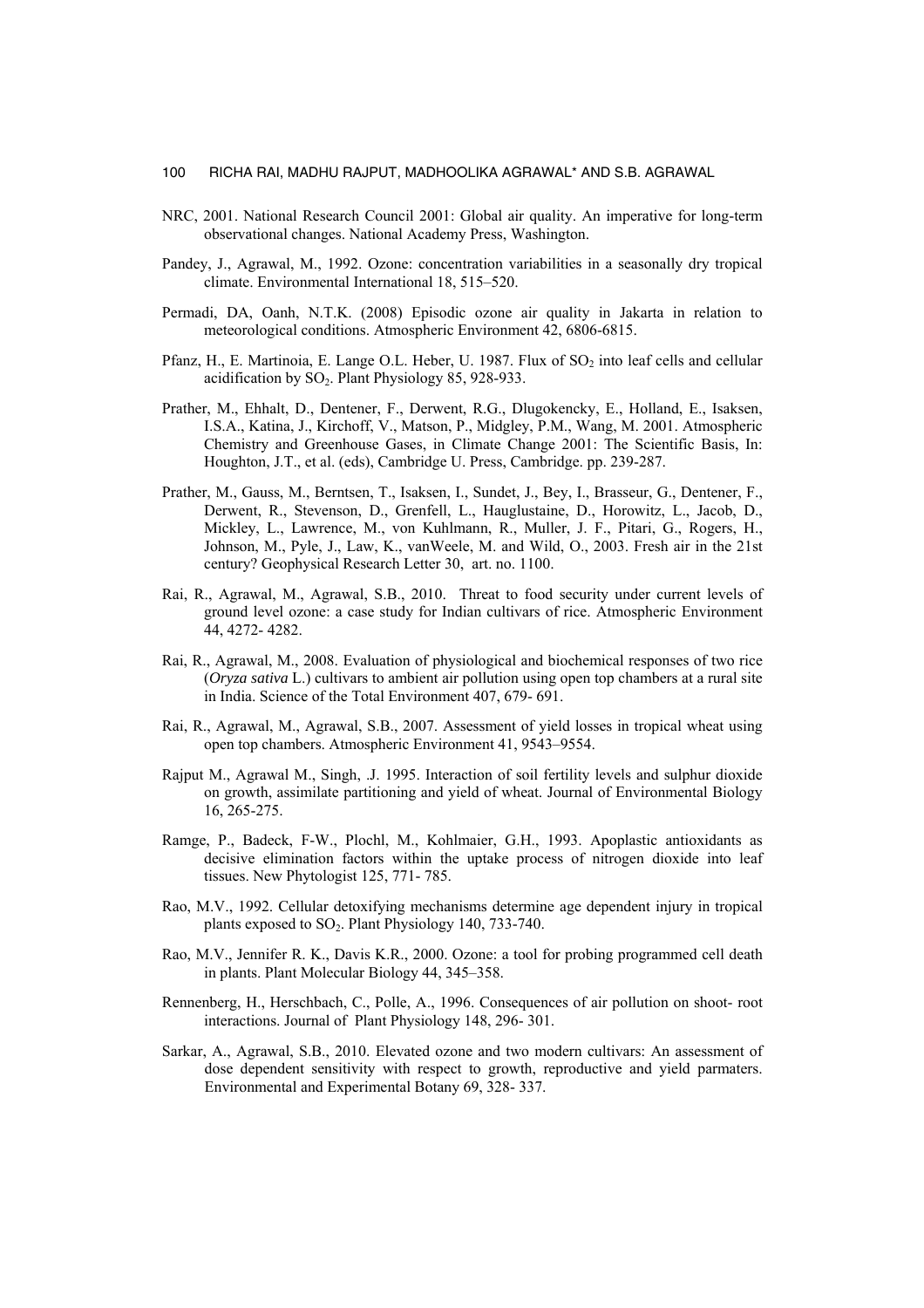NRC, 2001. National Research Council 2001: Global air quality. An imperative for long-term observational changes. National Academy Press, Washington.

Pandey, J., Agrawal, M., 1992. Ozone: concentration variabilities in a seasonally dry tropical climate. Environmental International 18, 515–520.

Permadi, DA, Oanh, N.T.K. (2008) Episodic ozone air quality in Jakarta in relation to meteorological conditions. Atmospheric Environment 42, 6806-6815.

Pfanz, H., E. Martinoia, E. Lange O.L. Heber, U. 1987. Flux of $SO_2$ into leaf cells and cellular acidification by $SO_2$. Plant Physiology 85, 928-933.

Prather, M., Ehhalt, D., Dentener, F., Derwent, R.G., Dlugokencky, E., Holland, E., Isaksen, I.S.A., Katina, J., Kirchoff, V., Matson, P., Midgley, P.M., Wang, M. 2001. Atmospheric Chemistry and Greenhouse Gases, in Climate Change 2001: The Scientific Basis, In: Houghton, J.T., et al. (eds), Cambridge U. Press, Cambridge. pp. 239-287.

Prather, M., Gauss, M., Berntsen, T., Isaksen, I., Sundet, J., Bey, I., Brasseur, G., Dentener, F., Derwent, R., Stevenson, D., Grenfell, L., Hauglustaine, D., Horowitz, L., Jacob, D., Mickley, L., Lawrence, M., von Kuhlmann, R., Muller, J. F., Pitari, G., Rogers, H., Johnson, M., Pyle, J., Law, K., vanWeele, M. and Wild, O., 2003. Fresh air in the 21st century? Geophysical Research Letter 30, art. no. 1100.

Rai, R., Agrawal, M., Agrawal, S.B., 2010. Threat to food security under current levels of ground level ozone: a case study for Indian cultivars of rice. Atmospheric Environment 44, 4272- 4282.

Rai, R., Agrawal, M., 2008. Evaluation of physiological and biochemical responses of two rice (*Oryza sativa* L.) cultivars to ambient air pollution using open top chambers at a rural site in India. Science of the Total Environment 407, 679- 691.

Rai, R., Agrawal, M., Agrawal, S.B., 2007. Assessment of yield losses in tropical wheat using open top chambers. Atmospheric Environment 41, 9543–9554.

Rajput M., Agrawal M., Singh, .J. 1995. Interaction of soil fertility levels and sulphur dioxide on growth, assimilate partitioning and yield of wheat. Journal of Environmental Biology 16, 265-275.

Ramge, P., Badeck, F-W., Plochl, M., Kohlmaier, G.H., 1993. Apoplastic antioxidants as decisive elimination factors within the uptake process of nitrogen dioxide into leaf tissues. New Phytologist 125, 771- 785.

Rao, M.V., 1992. Cellular detoxifying mechanisms determine age dependent injury in tropical plants exposed to $SO_2$. Plant Physiology 140, 733-740.

Rao, M.V., Jennifer R. K., Davis K.R., 2000. Ozone: a tool for probing programmed cell death in plants. Plant Molecular Biology 44, 345–358.

Rennenberg, H., Herschbach, C., Polle, A., 1996. Consequences of air pollution on shoot- root interactions. Journal of Plant Physiology 148, 296- 301.

Sarkar, A., Agrawal, S.B., 2010. Elevated ozone and two modern cultivars: An assessment of dose dependent sensitivity with respect to growth, reproductive and yield parmaters. Environmental and Experimental Botany 69, 328- 337.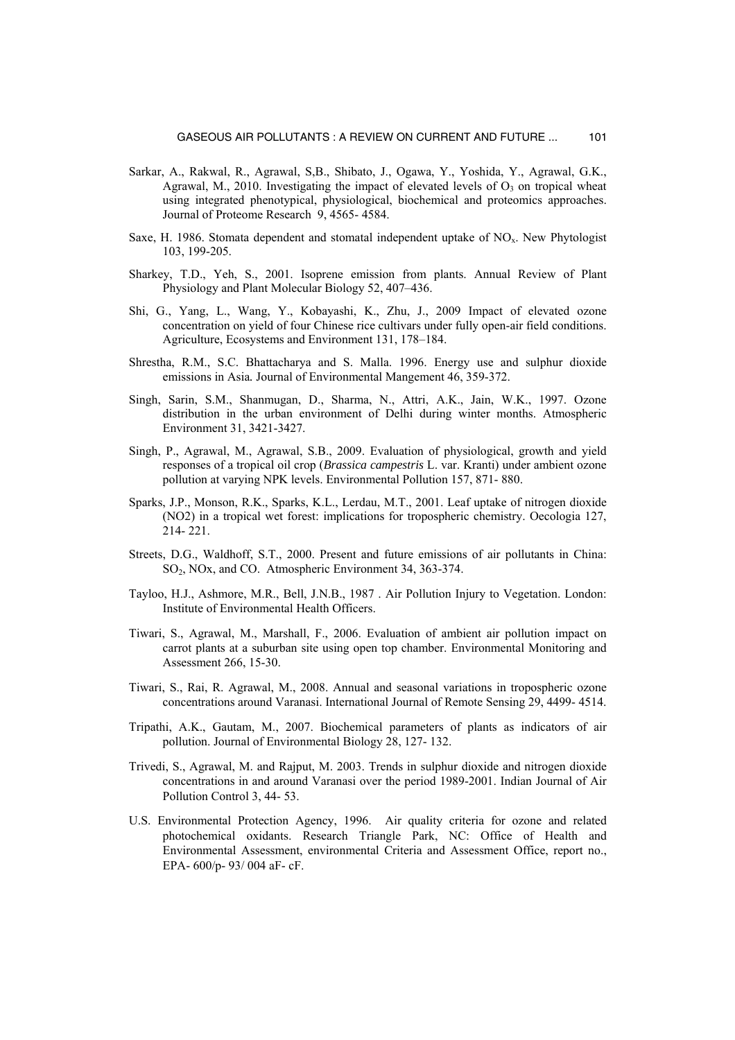Sarkar, A., Rakwal, R., Agrawal, S,B., Shibato, J., Ogawa, Y., Yoshida, Y., Agrawal, G.K., Agrawal, M., 2010. Investigating the impact of elevated levels of $O_3$ on tropical wheat using integrated phenotypical, physiological, biochemical and proteomics approaches. Journal of Proteome Research 9, 4565- 4584.

Saxe, H. 1986. Stomata dependent and stomatal independent uptake of $NO_x$. New Phytologist 103, 199-205.

Sharkey, T.D., Yeh, S., 2001. Isoprene emission from plants. Annual Review of Plant Physiology and Plant Molecular Biology 52, 407–436.

Shi, G., Yang, L., Wang, Y., Kobayashi, K., Zhu, J., 2009 Impact of elevated ozone concentration on yield of four Chinese rice cultivars under fully open-air field conditions. Agriculture, Ecosystems and Environment 131, 178–184.

Shrestha, R.M., S.C. Bhattacharya and S. Malla. 1996. Energy use and sulphur dioxide emissions in Asia. Journal of Environmental Mangement 46, 359-372.

Singh, Sarin, S.M., Shanmugan, D., Sharma, N., Attri, A.K., Jain, W.K., 1997. Ozone distribution in the urban environment of Delhi during winter months. Atmospheric Environment 31, 3421-3427.

Singh, P., Agrawal, M., Agrawal, S.B., 2009. Evaluation of physiological, growth and yield responses of a tropical oil crop (*Brassica campestris* L. var. Kranti) under ambient ozone pollution at varying NPK levels. Environmental Pollution 157, 871- 880.

Sparks, J.P., Monson, R.K., Sparks, K.L., Lerdau, M.T., 2001. Leaf uptake of nitrogen dioxide (NO2) in a tropical wet forest: implications for tropospheric chemistry. Oecologia 127, 214- 221.

Streets, D.G., Waldhoff, S.T., 2000. Present and future emissions of air pollutants in China: $SO_2$, NOx, and CO. Atmospheric Environment 34, 363-374.

Tayloo, H.J., Ashmore, M.R., Bell, J.N.B., 1987 . Air Pollution Injury to Vegetation. London: Institute of Environmental Health Officers.

Tiwari, S., Agrawal, M., Marshall, F., 2006. Evaluation of ambient air pollution impact on carrot plants at a suburban site using open top chamber. Environmental Monitoring and Assessment 266, 15-30.

Tiwari, S., Rai, R. Agrawal, M., 2008. Annual and seasonal variations in tropospheric ozone concentrations around Varanasi. International Journal of Remote Sensing 29, 4499- 4514.

Tripathi, A.K., Gautam, M., 2007. Biochemical parameters of plants as indicators of air pollution. Journal of Environmental Biology 28, 127- 132.

Trivedi, S., Agrawal, M. and Rajput, M. 2003. Trends in sulphur dioxide and nitrogen dioxide concentrations in and around Varanasi over the period 1989-2001. Indian Journal of Air Pollution Control 3, 44- 53.

U.S. Environmental Protection Agency, 1996. Air quality criteria for ozone and related photochemical oxidants. Research Triangle Park, NC: Office of Health and Environmental Assessment, environmental Criteria and Assessment Office, report no., EPA- 600/p- 93/ 004 aF- cF.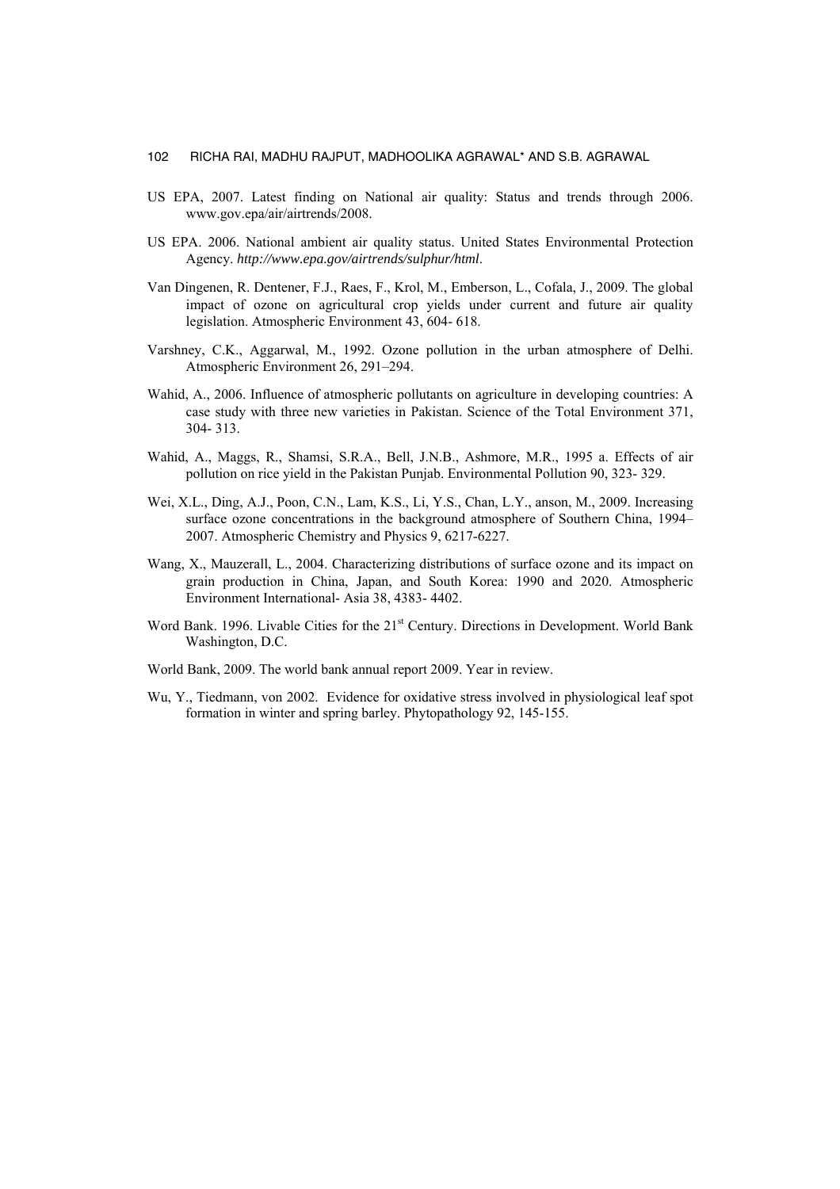US EPA, 2007. Latest finding on National air quality: Status and trends through 2006. www.gov.epa/air/airtrends/2008.

US EPA. 2006. National ambient air quality status. United States Environmental Protection Agency. *http://www.epa.gov/airtrends/sulphur/html*.

Van Dingenen, R. Dentener, F.J., Raes, F., Krol, M., Emberson, L., Cofala, J., 2009. The global impact of ozone on agricultural crop yields under current and future air quality legislation. Atmospheric Environment 43, 604- 618.

Varshney, C.K., Aggarwal, M., 1992. Ozone pollution in the urban atmosphere of Delhi. Atmospheric Environment 26, 291–294.

Wahid, A., 2006. Influence of atmospheric pollutants on agriculture in developing countries: A case study with three new varieties in Pakistan. Science of the Total Environment 371, 304- 313.

Wahid, A., Maggs, R., Shamsi, S.R.A., Bell, J.N.B., Ashmore, M.R., 1995 a. Effects of air pollution on rice yield in the Pakistan Punjab. Environmental Pollution 90, 323- 329.

Wei, X.L., Ding, A.J., Poon, C.N., Lam, K.S., Li, Y.S., Chan, L.Y., anson, M., 2009. Increasing surface ozone concentrations in the background atmosphere of Southern China, 1994–2007. Atmospheric Chemistry and Physics 9, 6217-6227.

Wang, X., Mauzerall, L., 2004. Characterizing distributions of surface ozone and its impact on grain production in China, Japan, and South Korea: 1990 and 2020. Atmospheric Environment International- Asia 38, 4383- 4402.

Word Bank. 1996. Livable Cities for the 21st Century. Directions in Development. World Bank Washington, D.C.

World Bank, 2009. The world bank annual report 2009. Year in review.

Wu, Y., Tiedmann, von 2002. Evidence for oxidative stress involved in physiological leaf spot formation in winter and spring barley. Phytopathology 92, 145-155.